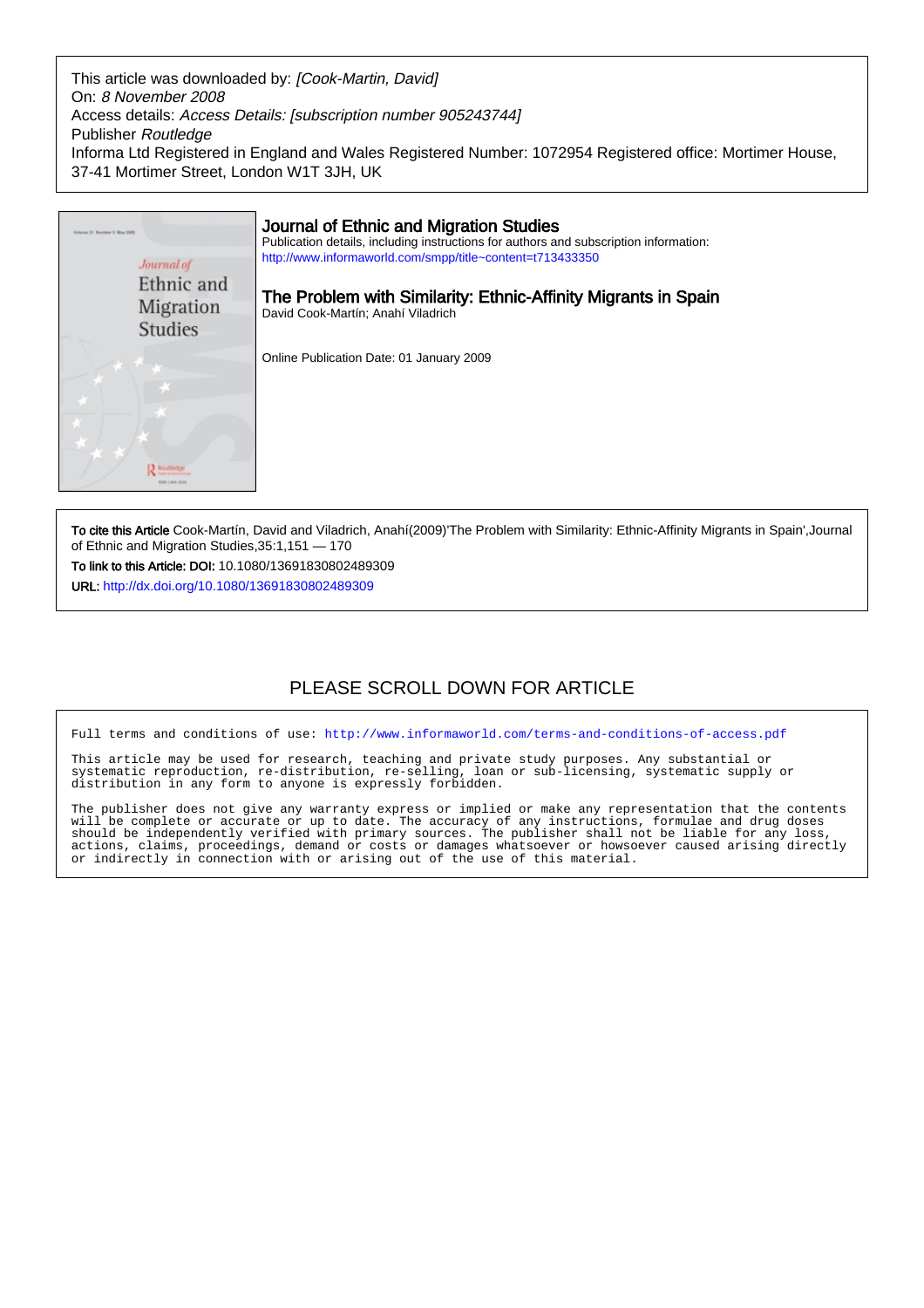This article was downloaded by: *[Cook-Martin, David]*
On: *8 November 2008*
Access details: *Access Details: [subscription number 905243744]*
Publisher *Routledge*
Informa Ltd Registered in England and Wales Registered Number: 1072954 Registered office: Mortimer House, 37-41 Mortimer Street, London W1T 3JH, UK

## Journal of Ethnic and Migration Studies

Publication details, including instructions for authors and subscription information:
http://www.informaworld.com/smpp/title~content=t713433350

# The Problem with Similarity: Ethnic-Affinity Migrants in Spain

David Cook-Martín; Anahí Viladrich

Online Publication Date: 01 January 2009

**To cite this Article** Cook-Martín, David and Viladrich, Anahí(2009)'The Problem with Similarity: Ethnic-Affinity Migrants in Spain',Journal of Ethnic and Migration Studies,35:1,151 — 170

**To link to this Article: DOI:** 10.1080/13691830802489309

**URL:** http://dx.doi.org/10.1080/13691830802489309

PLEASE SCROLL DOWN FOR ARTICLE

Full terms and conditions of use: http://www.informaworld.com/terms-and-conditions-of-access.pdf

This article may be used for research, teaching and private study purposes. Any substantial or systematic reproduction, re-distribution, re-selling, loan or sub-licensing, systematic supply or distribution in any form to anyone is expressly forbidden.

The publisher does not give any warranty express or implied or make any representation that the contents will be complete or accurate or up to date. The accuracy of any instructions, formulae and drug doses should be independently verified with primary sources. The publisher shall not be liable for any loss, actions, claims, proceedings, demand or costs or damages whatsoever or howsoever caused arising directly or indirectly in connection with or arising out of the use of this material.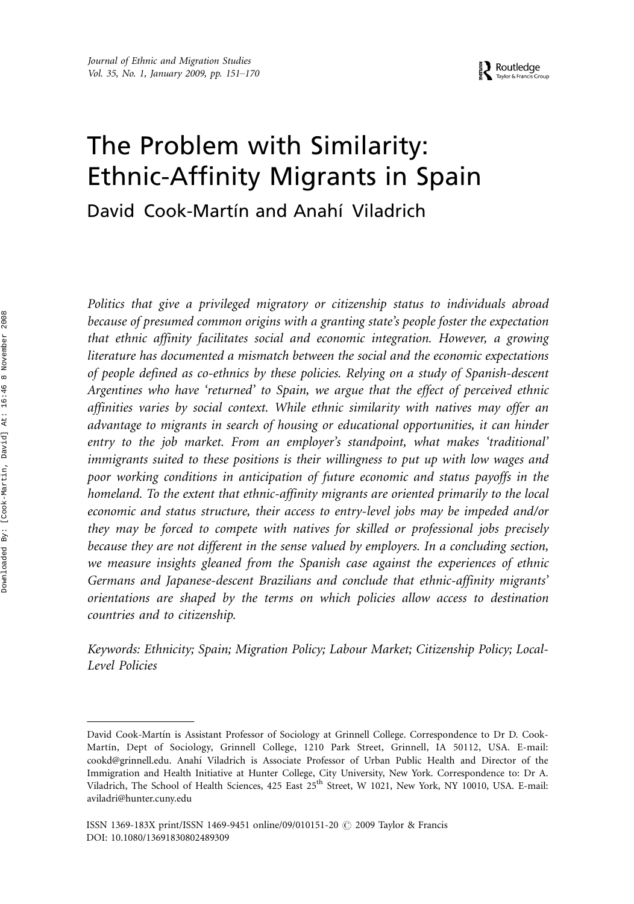# The Problem with Similarity: Ethnic-Affinity Migrants in Spain

David Cook-Martín and Anahí Viladrich

*Politics that give a privileged migratory or citizenship status to individuals abroad because of presumed common origins with a granting state's people foster the expectation that ethnic affinity facilitates social and economic integration. However, a growing literature has documented a mismatch between the social and the economic expectations of people defined as co-ethnics by these policies. Relying on a study of Spanish-descent Argentines who have 'returned' to Spain, we argue that the effect of perceived ethnic affinities varies by social context. While ethnic similarity with natives may offer an advantage to migrants in search of housing or educational opportunities, it can hinder entry to the job market. From an employer's standpoint, what makes 'traditional' immigrants suited to these positions is their willingness to put up with low wages and poor working conditions in anticipation of future economic and status payoffs in the homeland. To the extent that ethnic-affinity migrants are oriented primarily to the local economic and status structure, their access to entry-level jobs may be impeded and/or they may be forced to compete with natives for skilled or professional jobs precisely because they are not different in the sense valued by employers. In a concluding section, we measure insights gleaned from the Spanish case against the experiences of ethnic Germans and Japanese-descent Brazilians and conclude that ethnic-affinity migrants' orientations are shaped by the terms on which policies allow access to destination countries and to citizenship.*

*Keywords: Ethnicity; Spain; Migration Policy; Labour Market; Citizenship Policy; Local-Level Policies*

---

David Cook-Martín is Assistant Professor of Sociology at Grinnell College. Correspondence to Dr D. Cook-Martín, Dept of Sociology, Grinnell College, 1210 Park Street, Grinnell, IA 50112, USA. E-mail: cookd@grinnell.edu. Anahí Viladrich is Associate Professor of Urban Public Health and Director of the Immigration and Health Initiative at Hunter College, City University, New York. Correspondence to: Dr A. Viladrich, The School of Health Sciences, 425 East 25th Street, W 1021, New York, NY 10010, USA. E-mail: aviladri@hunter.cuny.edu

ISSN 1369-183X print/ISSN 1469-9451 online/09/010151-20 © 2009 Taylor & Francis
DOI: 10.1080/13691830802489309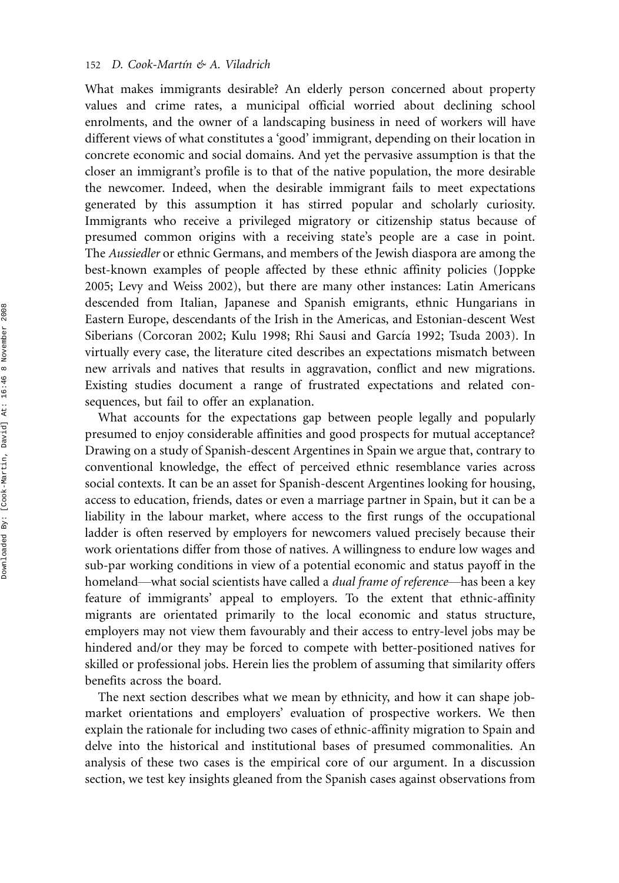What makes immigrants desirable? An elderly person concerned about property values and crime rates, a municipal official worried about declining school enrolments, and the owner of a landscaping business in need of workers will have different views of what constitutes a 'good' immigrant, depending on their location in concrete economic and social domains. And yet the pervasive assumption is that the closer an immigrant's profile is to that of the native population, the more desirable the newcomer. Indeed, when the desirable immigrant fails to meet expectations generated by this assumption it has stirred popular and scholarly curiosity. Immigrants who receive a privileged migratory or citizenship status because of presumed common origins with a receiving state's people are a case in point. The *Aussiedler* or ethnic Germans, and members of the Jewish diaspora are among the best-known examples of people affected by these ethnic affinity policies (Joppke 2005; Levy and Weiss 2002), but there are many other instances: Latin Americans descended from Italian, Japanese and Spanish emigrants, ethnic Hungarians in Eastern Europe, descendants of the Irish in the Americas, and Estonian-descent West Siberians (Corcoran 2002; Kulu 1998; Rhi Sausi and García 1992; Tsuda 2003). In virtually every case, the literature cited describes an expectations mismatch between new arrivals and natives that results in aggravation, conflict and new migrations. Existing studies document a range of frustrated expectations and related consequences, but fail to offer an explanation.

What accounts for the expectations gap between people legally and popularly presumed to enjoy considerable affinities and good prospects for mutual acceptance? Drawing on a study of Spanish-descent Argentines in Spain we argue that, contrary to conventional knowledge, the effect of perceived ethnic resemblance varies across social contexts. It can be an asset for Spanish-descent Argentines looking for housing, access to education, friends, dates or even a marriage partner in Spain, but it can be a liability in the labour market, where access to the first rungs of the occupational ladder is often reserved by employers for newcomers valued precisely because their work orientations differ from those of natives. A willingness to endure low wages and sub-par working conditions in view of a potential economic and status payoff in the homeland—what social scientists have called a *dual frame of reference*—has been a key feature of immigrants' appeal to employers. To the extent that ethnic-affinity migrants are orientated primarily to the local economic and status structure, employers may not view them favourably and their access to entry-level jobs may be hindered and/or they may be forced to compete with better-positioned natives for skilled or professional jobs. Herein lies the problem of assuming that similarity offers benefits across the board.

The next section describes what we mean by ethnicity, and how it can shape job-market orientations and employers' evaluation of prospective workers. We then explain the rationale for including two cases of ethnic-affinity migration to Spain and delve into the historical and institutional bases of presumed commonalities. An analysis of these two cases is the empirical core of our argument. In a discussion section, we test key insights gleaned from the Spanish cases against observations from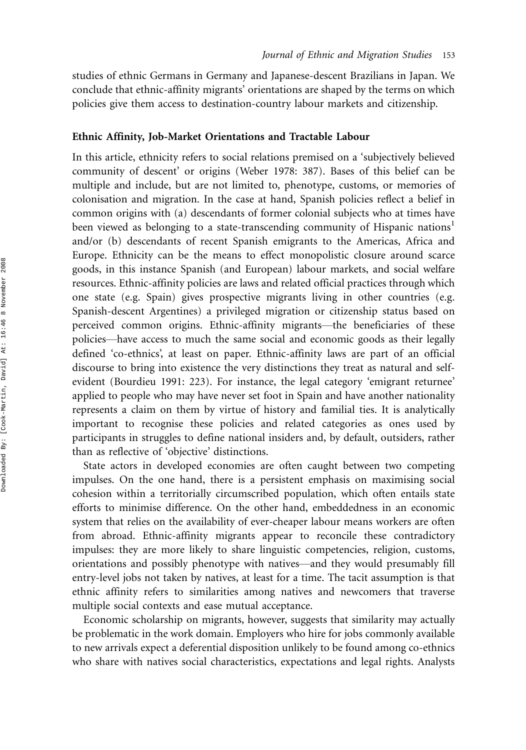studies of ethnic Germans in Germany and Japanese-descent Brazilians in Japan. We conclude that ethnic-affinity migrants' orientations are shaped by the terms on which policies give them access to destination-country labour markets and citizenship.

## Ethnic Affinity, Job-Market Orientations and Tractable Labour

In this article, ethnicity refers to social relations premised on a 'subjectively believed community of descent' or origins (Weber 1978: 387). Bases of this belief can be multiple and include, but are not limited to, phenotype, customs, or memories of colonisation and migration. In the case at hand, Spanish policies reflect a belief in common origins with (a) descendants of former colonial subjects who at times have been viewed as belonging to a state-transcending community of Hispanic nations[1] and/or (b) descendants of recent Spanish emigrants to the Americas, Africa and Europe. Ethnicity can be the means to effect monopolistic closure around scarce goods, in this instance Spanish (and European) labour markets, and social welfare resources. Ethnic-affinity policies are laws and related official practices through which one state (e.g. Spain) gives prospective migrants living in other countries (e.g. Spanish-descent Argentines) a privileged migration or citizenship status based on perceived common origins. Ethnic-affinity migrants—the beneficiaries of these policies—have access to much the same social and economic goods as their legally defined 'co-ethnics', at least on paper. Ethnic-affinity laws are part of an official discourse to bring into existence the very distinctions they treat as natural and self-evident (Bourdieu 1991: 223). For instance, the legal category 'emigrant returnee' applied to people who may have never set foot in Spain and have another nationality represents a claim on them by virtue of history and familial ties. It is analytically important to recognise these policies and related categories as ones used by participants in struggles to define national insiders and, by default, outsiders, rather than as reflective of 'objective' distinctions.

State actors in developed economies are often caught between two competing impulses. On the one hand, there is a persistent emphasis on maximising social cohesion within a territorially circumscribed population, which often entails state efforts to minimise difference. On the other hand, embeddedness in an economic system that relies on the availability of ever-cheaper labour means workers are often from abroad. Ethnic-affinity migrants appear to reconcile these contradictory impulses: they are more likely to share linguistic competencies, religion, customs, orientations and possibly phenotype with natives—and they would presumably fill entry-level jobs not taken by natives, at least for a time. The tacit assumption is that ethnic affinity refers to similarities among natives and newcomers that traverse multiple social contexts and ease mutual acceptance.

Economic scholarship on migrants, however, suggests that similarity may actually be problematic in the work domain. Employers who hire for jobs commonly available to new arrivals expect a deferential disposition unlikely to be found among co-ethnics who share with natives social characteristics, expectations and legal rights. Analysts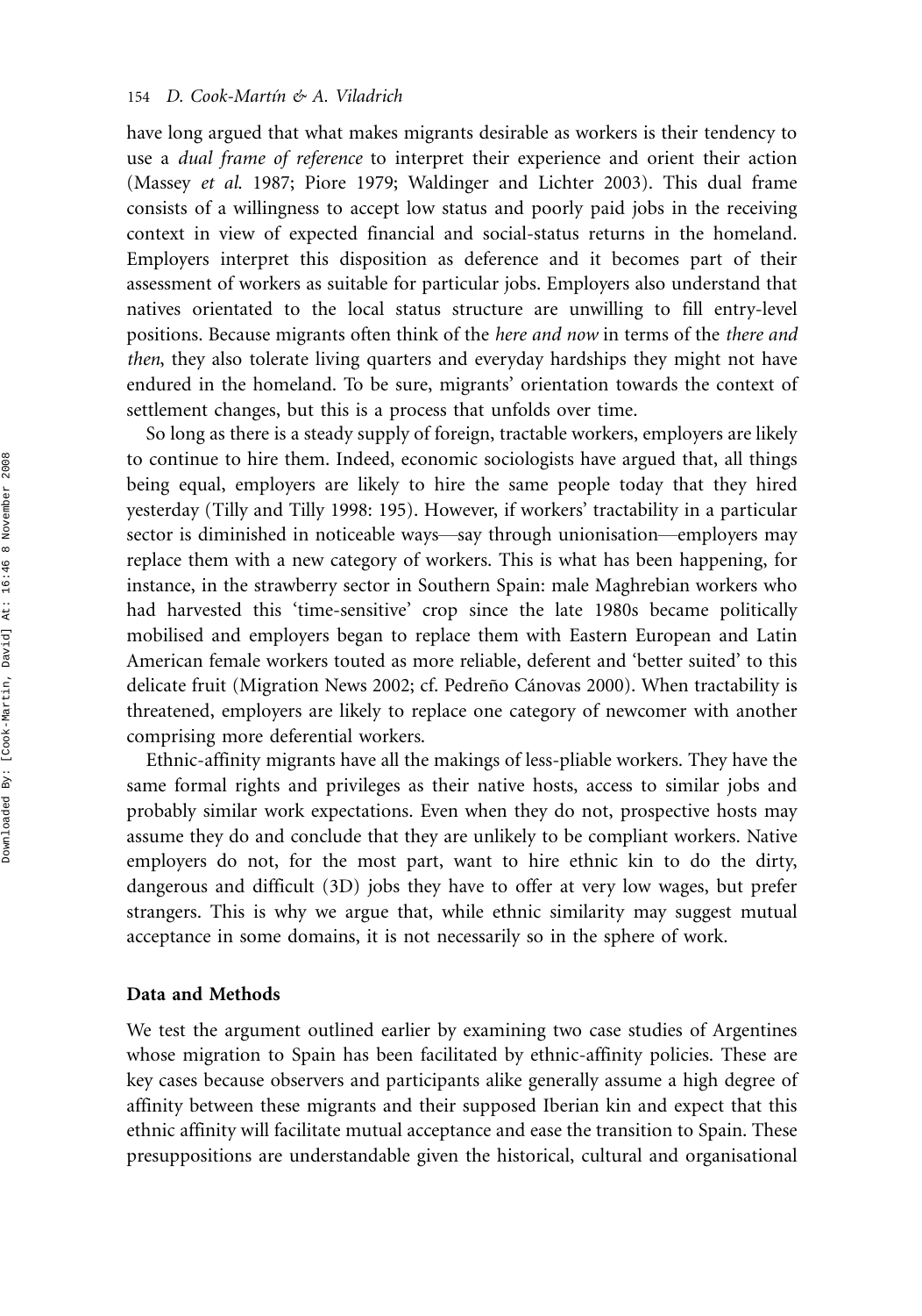have long argued that what makes migrants desirable as workers is their tendency to use a *dual frame of reference* to interpret their experience and orient their action (Massey *et al.* 1987; Piore 1979; Waldinger and Lichter 2003). This dual frame consists of a willingness to accept low status and poorly paid jobs in the receiving context in view of expected financial and social-status returns in the homeland. Employers interpret this disposition as deference and it becomes part of their assessment of workers as suitable for particular jobs. Employers also understand that natives orientated to the local status structure are unwilling to fill entry-level positions. Because migrants often think of the *here and now* in terms of the *there and then*, they also tolerate living quarters and everyday hardships they might not have endured in the homeland. To be sure, migrants' orientation towards the context of settlement changes, but this is a process that unfolds over time.

So long as there is a steady supply of foreign, tractable workers, employers are likely to continue to hire them. Indeed, economic sociologists have argued that, all things being equal, employers are likely to hire the same people today that they hired yesterday (Tilly and Tilly 1998: 195). However, if workers' tractability in a particular sector is diminished in noticeable ways—say through unionisation—employers may replace them with a new category of workers. This is what has been happening, for instance, in the strawberry sector in Southern Spain: male Maghrebian workers who had harvested this 'time-sensitive' crop since the late 1980s became politically mobilised and employers began to replace them with Eastern European and Latin American female workers touted as more reliable, deferent and 'better suited' to this delicate fruit (Migration News 2002; cf. Pedreño Cánovas 2000). When tractability is threatened, employers are likely to replace one category of newcomer with another comprising more deferential workers.

Ethnic-affinity migrants have all the makings of less-pliable workers. They have the same formal rights and privileges as their native hosts, access to similar jobs and probably similar work expectations. Even when they do not, prospective hosts may assume they do and conclude that they are unlikely to be compliant workers. Native employers do not, for the most part, want to hire ethnic kin to do the dirty, dangerous and difficult (3D) jobs they have to offer at very low wages, but prefer strangers. This is why we argue that, while ethnic similarity may suggest mutual acceptance in some domains, it is not necessarily so in the sphere of work.

## Data and Methods

We test the argument outlined earlier by examining two case studies of Argentines whose migration to Spain has been facilitated by ethnic-affinity policies. These are key cases because observers and participants alike generally assume a high degree of affinity between these migrants and their supposed Iberian kin and expect that this ethnic affinity will facilitate mutual acceptance and ease the transition to Spain. These presuppositions are understandable given the historical, cultural and organisational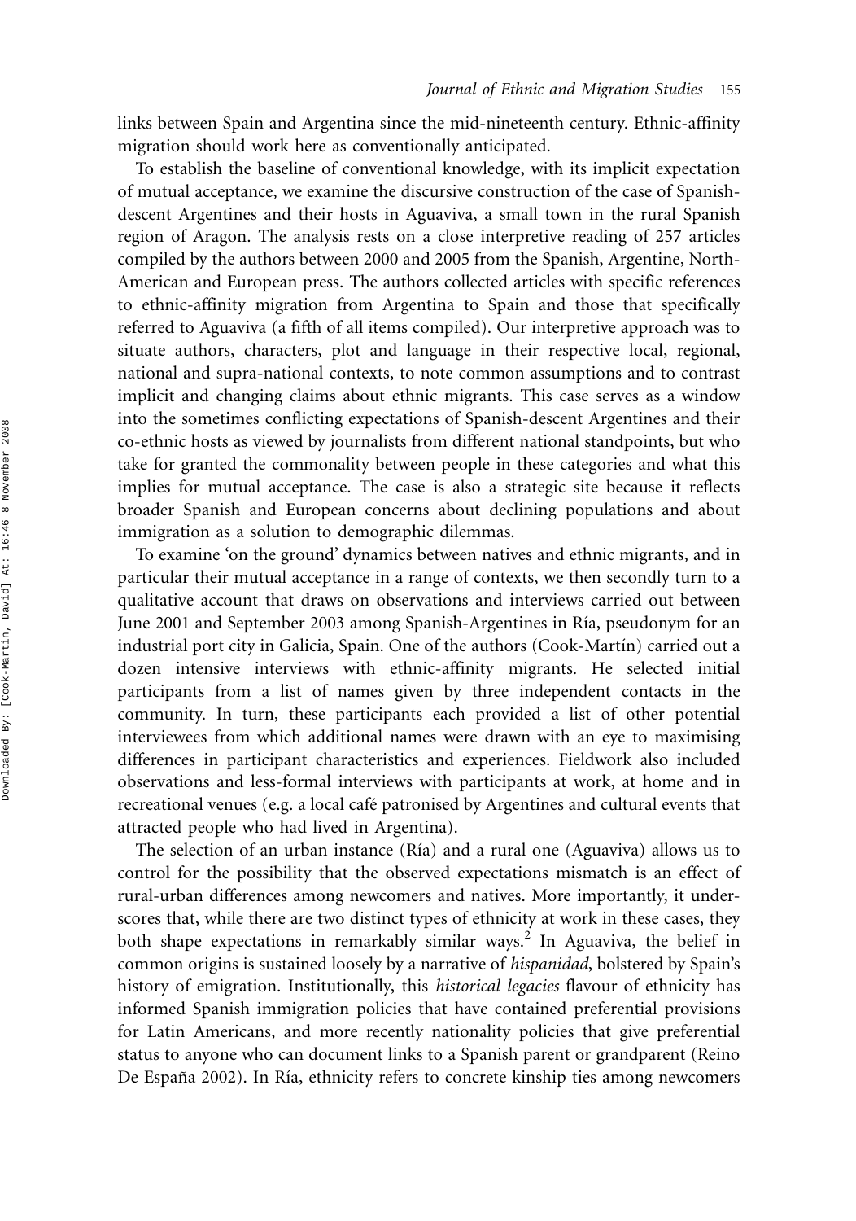links between Spain and Argentina since the mid-nineteenth century. Ethnic-affinity migration should work here as conventionally anticipated.

To establish the baseline of conventional knowledge, with its implicit expectation of mutual acceptance, we examine the discursive construction of the case of Spanish-descent Argentines and their hosts in Aguaviva, a small town in the rural Spanish region of Aragon. The analysis rests on a close interpretive reading of 257 articles compiled by the authors between 2000 and 2005 from the Spanish, Argentine, North-American and European press. The authors collected articles with specific references to ethnic-affinity migration from Argentina to Spain and those that specifically referred to Aguaviva (a fifth of all items compiled). Our interpretive approach was to situate authors, characters, plot and language in their respective local, regional, national and supra-national contexts, to note common assumptions and to contrast implicit and changing claims about ethnic migrants. This case serves as a window into the sometimes conflicting expectations of Spanish-descent Argentines and their co-ethnic hosts as viewed by journalists from different national standpoints, but who take for granted the commonality between people in these categories and what this implies for mutual acceptance. The case is also a strategic site because it reflects broader Spanish and European concerns about declining populations and about immigration as a solution to demographic dilemmas.

To examine 'on the ground' dynamics between natives and ethnic migrants, and in particular their mutual acceptance in a range of contexts, we then secondly turn to a qualitative account that draws on observations and interviews carried out between June 2001 and September 2003 among Spanish-Argentines in Ría, pseudonym for an industrial port city in Galicia, Spain. One of the authors (Cook-Martín) carried out a dozen intensive interviews with ethnic-affinity migrants. He selected initial participants from a list of names given by three independent contacts in the community. In turn, these participants each provided a list of other potential interviewees from which additional names were drawn with an eye to maximising differences in participant characteristics and experiences. Fieldwork also included observations and less-formal interviews with participants at work, at home and in recreational venues (e.g. a local café patronised by Argentines and cultural events that attracted people who had lived in Argentina).

The selection of an urban instance (Ría) and a rural one (Aguaviva) allows us to control for the possibility that the observed expectations mismatch is an effect of rural-urban differences among newcomers and natives. More importantly, it underscores that, while there are two distinct types of ethnicity at work in these cases, they both shape expectations in remarkably similar ways.[2] In Aguaviva, the belief in common origins is sustained loosely by a narrative of *hispanidad*, bolstered by Spain's history of emigration. Institutionally, this *historical legacies* flavour of ethnicity has informed Spanish immigration policies that have contained preferential provisions for Latin Americans, and more recently nationality policies that give preferential status to anyone who can document links to a Spanish parent or grandparent (Reino De España 2002). In Ría, ethnicity refers to concrete kinship ties among newcomers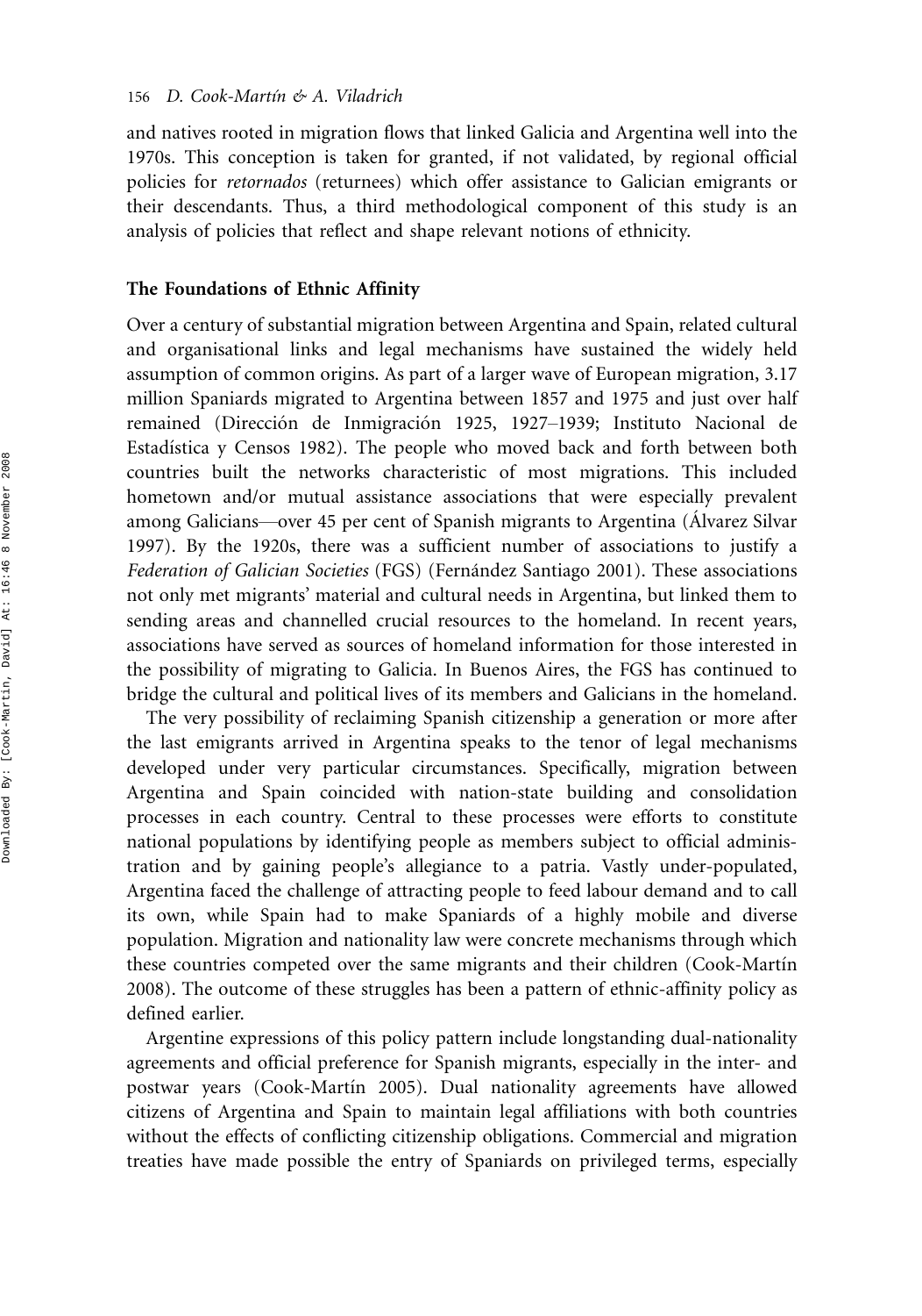and natives rooted in migration flows that linked Galicia and Argentina well into the 1970s. This conception is taken for granted, if not validated, by regional official policies for *retornados* (returnees) which offer assistance to Galician emigrants or their descendants. Thus, a third methodological component of this study is an analysis of policies that reflect and shape relevant notions of ethnicity.

## The Foundations of Ethnic Affinity

Over a century of substantial migration between Argentina and Spain, related cultural and organisational links and legal mechanisms have sustained the widely held assumption of common origins. As part of a larger wave of European migration, 3.17 million Spaniards migrated to Argentina between 1857 and 1975 and just over half remained (Dirección de Inmigración 1925, 1927–1939; Instituto Nacional de Estadística y Censos 1982). The people who moved back and forth between both countries built the networks characteristic of most migrations. This included hometown and/or mutual assistance associations that were especially prevalent among Galicians—over 45 per cent of Spanish migrants to Argentina (Álvarez Silvar 1997). By the 1920s, there was a sufficient number of associations to justify a *Federation of Galician Societies* (FGS) (Fernández Santiago 2001). These associations not only met migrants' material and cultural needs in Argentina, but linked them to sending areas and channelled crucial resources to the homeland. In recent years, associations have served as sources of homeland information for those interested in the possibility of migrating to Galicia. In Buenos Aires, the FGS has continued to bridge the cultural and political lives of its members and Galicians in the homeland.

The very possibility of reclaiming Spanish citizenship a generation or more after the last emigrants arrived in Argentina speaks to the tenor of legal mechanisms developed under very particular circumstances. Specifically, migration between Argentina and Spain coincided with nation-state building and consolidation processes in each country. Central to these processes were efforts to constitute national populations by identifying people as members subject to official administration and by gaining people's allegiance to a patria. Vastly under-populated, Argentina faced the challenge of attracting people to feed labour demand and to call its own, while Spain had to make Spaniards of a highly mobile and diverse population. Migration and nationality law were concrete mechanisms through which these countries competed over the same migrants and their children (Cook-Martín 2008). The outcome of these struggles has been a pattern of ethnic-affinity policy as defined earlier.

Argentine expressions of this policy pattern include longstanding dual-nationality agreements and official preference for Spanish migrants, especially in the inter- and postwar years (Cook-Martín 2005). Dual nationality agreements have allowed citizens of Argentina and Spain to maintain legal affiliations with both countries without the effects of conflicting citizenship obligations. Commercial and migration treaties have made possible the entry of Spaniards on privileged terms, especially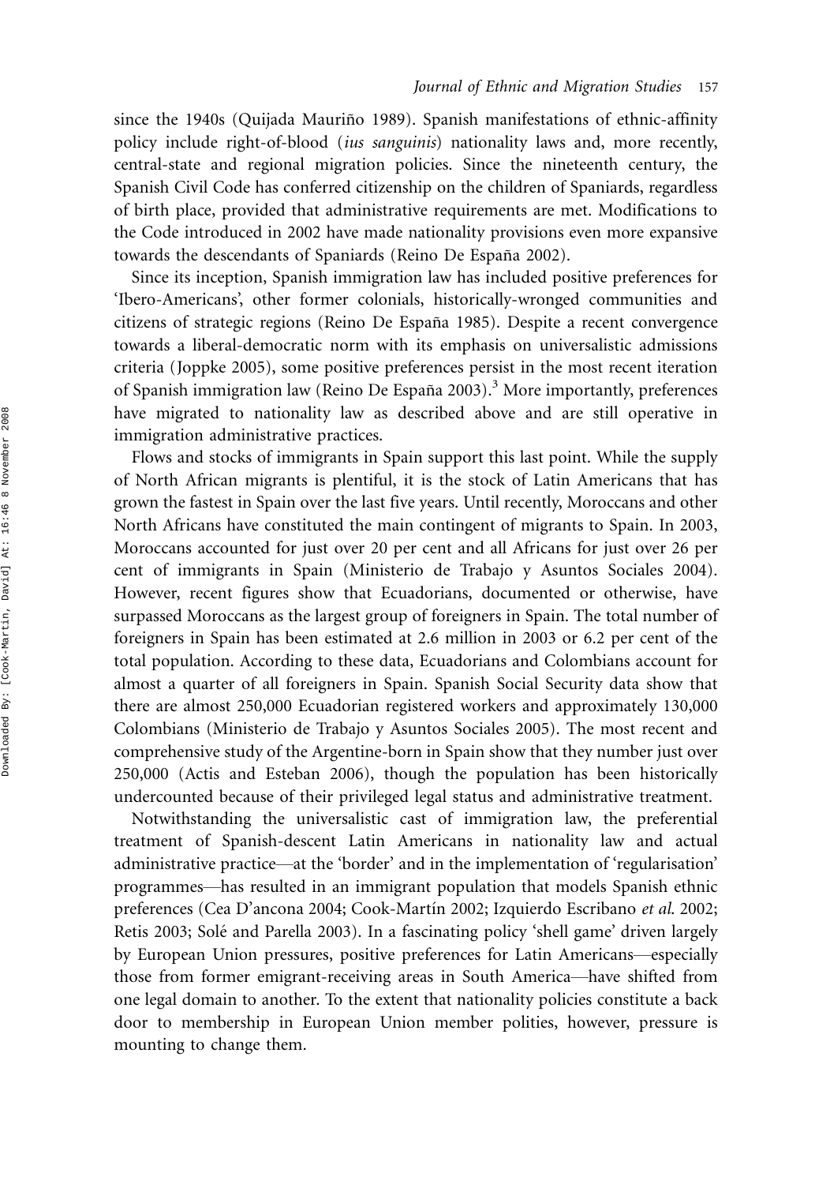since the 1940s (Quijada Mauriño 1989). Spanish manifestations of ethnic-affinity policy include right-of-blood (*ius sanguinis*) nationality laws and, more recently, central-state and regional migration policies. Since the nineteenth century, the Spanish Civil Code has conferred citizenship on the children of Spaniards, regardless of birth place, provided that administrative requirements are met. Modifications to the Code introduced in 2002 have made nationality provisions even more expansive towards the descendants of Spaniards (Reino De España 2002).

Since its inception, Spanish immigration law has included positive preferences for 'Ibero-Americans', other former colonials, historically-wronged communities and citizens of strategic regions (Reino De España 1985). Despite a recent convergence towards a liberal-democratic norm with its emphasis on universalistic admissions criteria (Joppke 2005), some positive preferences persist in the most recent iteration of Spanish immigration law (Reino De España 2003).[3] More importantly, preferences have migrated to nationality law as described above and are still operative in immigration administrative practices.

Flows and stocks of immigrants in Spain support this last point. While the supply of North African migrants is plentiful, it is the stock of Latin Americans that has grown the fastest in Spain over the last five years. Until recently, Moroccans and other North Africans have constituted the main contingent of migrants to Spain. In 2003, Moroccans accounted for just over 20 per cent and all Africans for just over 26 per cent of immigrants in Spain (Ministerio de Trabajo y Asuntos Sociales 2004). However, recent figures show that Ecuadorians, documented or otherwise, have surpassed Moroccans as the largest group of foreigners in Spain. The total number of foreigners in Spain has been estimated at 2.6 million in 2003 or 6.2 per cent of the total population. According to these data, Ecuadorians and Colombians account for almost a quarter of all foreigners in Spain. Spanish Social Security data show that there are almost 250,000 Ecuadorian registered workers and approximately 130,000 Colombians (Ministerio de Trabajo y Asuntos Sociales 2005). The most recent and comprehensive study of the Argentine-born in Spain show that they number just over 250,000 (Actis and Esteban 2006), though the population has been historically undercounted because of their privileged legal status and administrative treatment.

Notwithstanding the universalistic cast of immigration law, the preferential treatment of Spanish-descent Latin Americans in nationality law and actual administrative practice—at the 'border' and in the implementation of 'regularisation' programmes—has resulted in an immigrant population that models Spanish ethnic preferences (Cea D'ancona 2004; Cook-Martín 2002; Izquierdo Escribano *et al.* 2002; Retis 2003; Solé and Parella 2003). In a fascinating policy 'shell game' driven largely by European Union pressures, positive preferences for Latin Americans—especially those from former emigrant-receiving areas in South America—have shifted from one legal domain to another. To the extent that nationality policies constitute a back door to membership in European Union member polities, however, pressure is mounting to change them.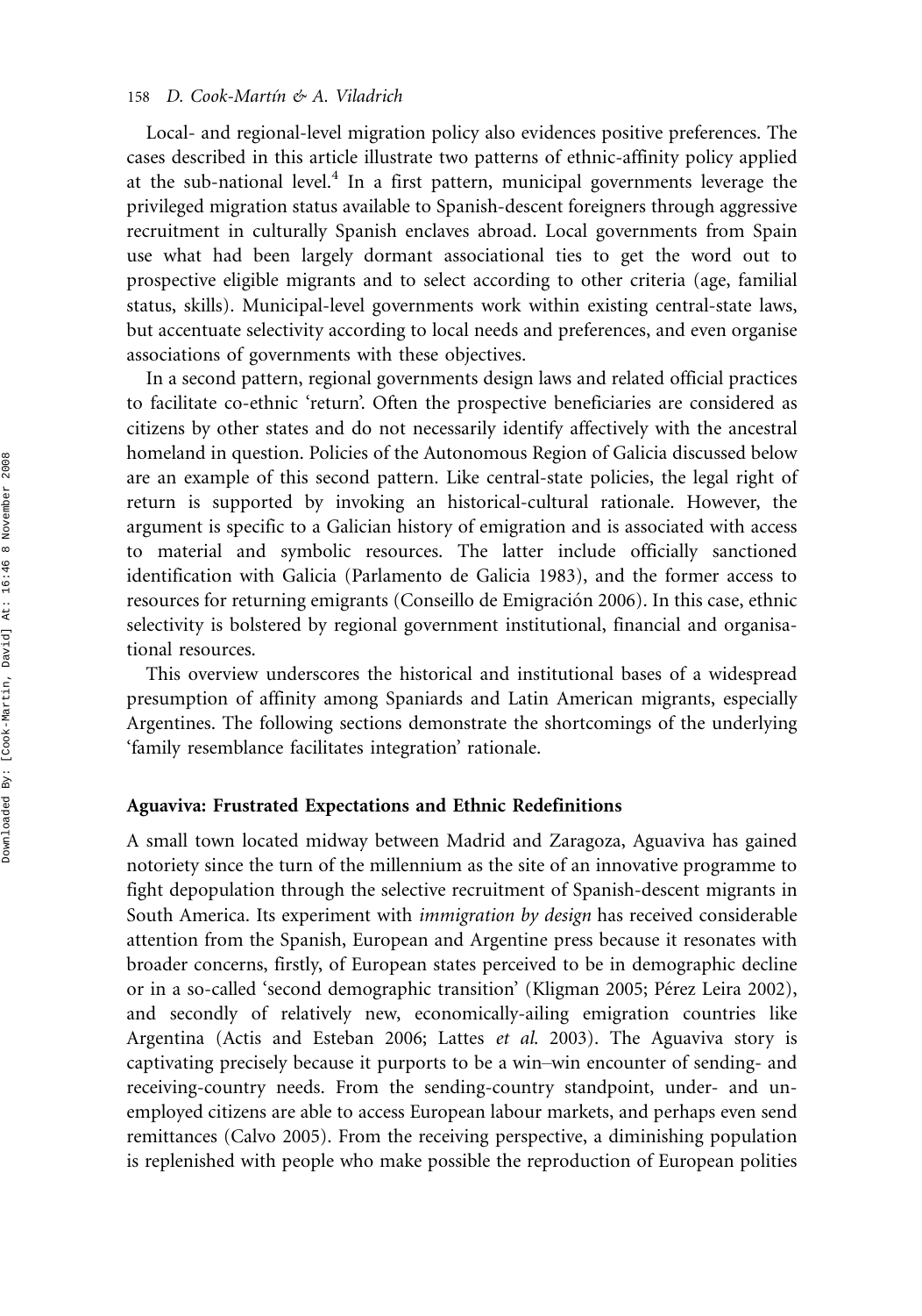Local- and regional-level migration policy also evidences positive preferences. The cases described in this article illustrate two patterns of ethnic-affinity policy applied at the sub-national level.[4] In a first pattern, municipal governments leverage the privileged migration status available to Spanish-descent foreigners through aggressive recruitment in culturally Spanish enclaves abroad. Local governments from Spain use what had been largely dormant associational ties to get the word out to prospective eligible migrants and to select according to other criteria (age, familial status, skills). Municipal-level governments work within existing central-state laws, but accentuate selectivity according to local needs and preferences, and even organise associations of governments with these objectives.

In a second pattern, regional governments design laws and related official practices to facilitate co-ethnic 'return'. Often the prospective beneficiaries are considered as citizens by other states and do not necessarily identify affectively with the ancestral homeland in question. Policies of the Autonomous Region of Galicia discussed below are an example of this second pattern. Like central-state policies, the legal right of return is supported by invoking an historical-cultural rationale. However, the argument is specific to a Galician history of emigration and is associated with access to material and symbolic resources. The latter include officially sanctioned identification with Galicia (Parlamento de Galicia 1983), and the former access to resources for returning emigrants (Conseillo de Emigración 2006). In this case, ethnic selectivity is bolstered by regional government institutional, financial and organisational resources.

This overview underscores the historical and institutional bases of a widespread presumption of affinity among Spaniards and Latin American migrants, especially Argentines. The following sections demonstrate the shortcomings of the underlying 'family resemblance facilitates integration' rationale.

## Aguaviva: Frustrated Expectations and Ethnic Redefinitions

A small town located midway between Madrid and Zaragoza, Aguaviva has gained notoriety since the turn of the millennium as the site of an innovative programme to fight depopulation through the selective recruitment of Spanish-descent migrants in South America. Its experiment with *immigration by design* has received considerable attention from the Spanish, European and Argentine press because it resonates with broader concerns, firstly, of European states perceived to be in demographic decline or in a so-called 'second demographic transition' (Kligman 2005; Pérez Leira 2002), and secondly of relatively new, economically-ailing emigration countries like Argentina (Actis and Esteban 2006; Lattes *et al.* 2003). The Aguaviva story is captivating precisely because it purports to be a win–win encounter of sending- and receiving-country needs. From the sending-country standpoint, under- and unemployed citizens are able to access European labour markets, and perhaps even send remittances (Calvo 2005). From the receiving perspective, a diminishing population is replenished with people who make possible the reproduction of European polities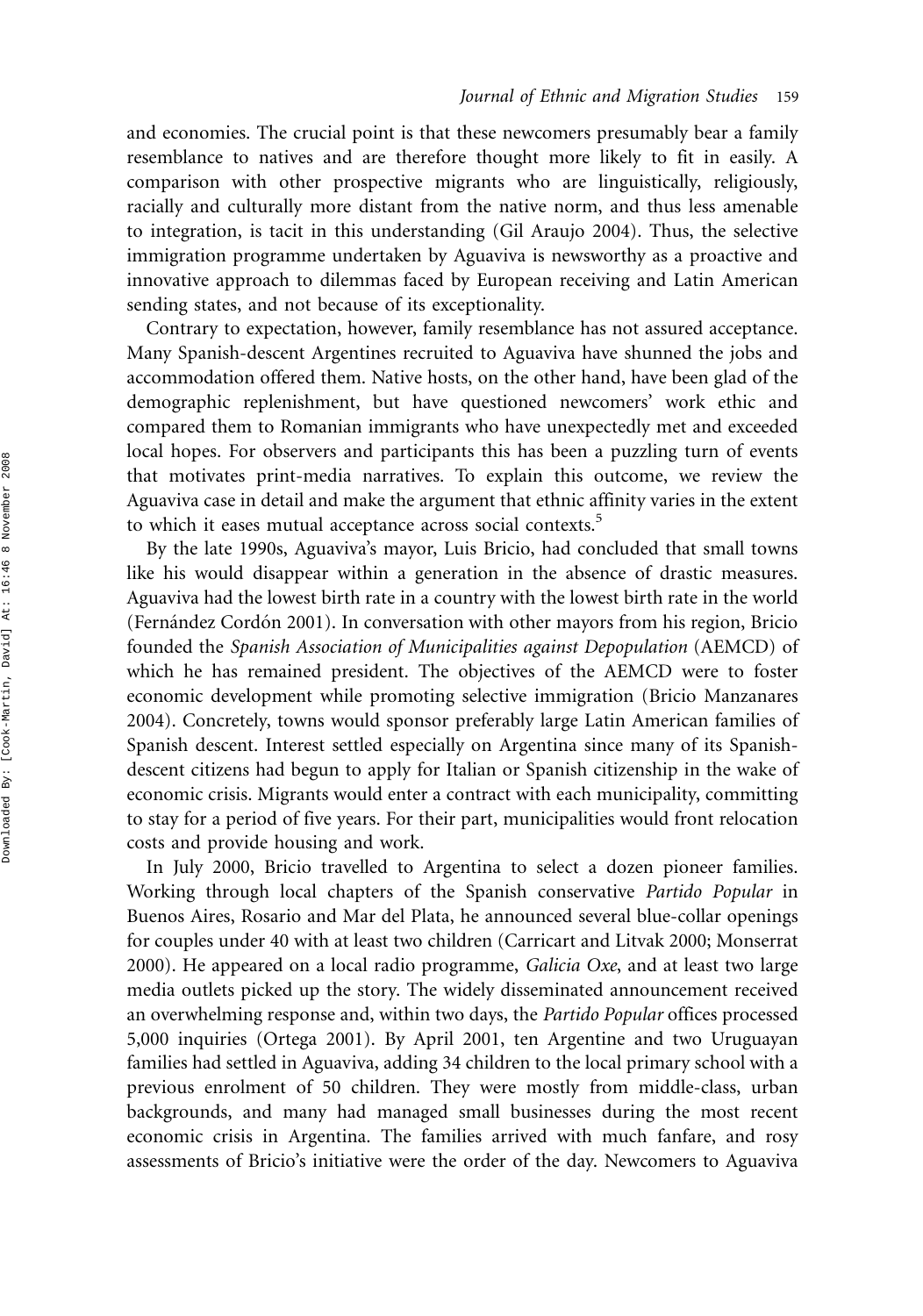and economies. The crucial point is that these newcomers presumably bear a family resemblance to natives and are therefore thought more likely to fit in easily. A comparison with other prospective migrants who are linguistically, religiously, racially and culturally more distant from the native norm, and thus less amenable to integration, is tacit in this understanding (Gil Araujo 2004). Thus, the selective immigration programme undertaken by Aguaviva is newsworthy as a proactive and innovative approach to dilemmas faced by European receiving and Latin American sending states, and not because of its exceptionality.

Contrary to expectation, however, family resemblance has not assured acceptance. Many Spanish-descent Argentines recruited to Aguaviva have shunned the jobs and accommodation offered them. Native hosts, on the other hand, have been glad of the demographic replenishment, but have questioned newcomers' work ethic and compared them to Romanian immigrants who have unexpectedly met and exceeded local hopes. For observers and participants this has been a puzzling turn of events that motivates print-media narratives. To explain this outcome, we review the Aguaviva case in detail and make the argument that ethnic affinity varies in the extent to which it eases mutual acceptance across social contexts.[5]

By the late 1990s, Aguaviva's mayor, Luis Bricio, had concluded that small towns like his would disappear within a generation in the absence of drastic measures. Aguaviva had the lowest birth rate in a country with the lowest birth rate in the world (Fernández Cordón 2001). In conversation with other mayors from his region, Bricio founded the *Spanish Association of Municipalities against Depopulation* (AEMCD) of which he has remained president. The objectives of the AEMCD were to foster economic development while promoting selective immigration (Bricio Manzanares 2004). Concretely, towns would sponsor preferably large Latin American families of Spanish descent. Interest settled especially on Argentina since many of its Spanish-descent citizens had begun to apply for Italian or Spanish citizenship in the wake of economic crisis. Migrants would enter a contract with each municipality, committing to stay for a period of five years. For their part, municipalities would front relocation costs and provide housing and work.

In July 2000, Bricio travelled to Argentina to select a dozen pioneer families. Working through local chapters of the Spanish conservative *Partido Popular* in Buenos Aires, Rosario and Mar del Plata, he announced several blue-collar openings for couples under 40 with at least two children (Carricart and Litvak 2000; Monserrat 2000). He appeared on a local radio programme, *Galicia Oxe*, and at least two large media outlets picked up the story. The widely disseminated announcement received an overwhelming response and, within two days, the *Partido Popular* offices processed 5,000 inquiries (Ortega 2001). By April 2001, ten Argentine and two Uruguayan families had settled in Aguaviva, adding 34 children to the local primary school with a previous enrolment of 50 children. They were mostly from middle-class, urban backgrounds, and many had managed small businesses during the most recent economic crisis in Argentina. The families arrived with much fanfare, and rosy assessments of Bricio's initiative were the order of the day. Newcomers to Aguaviva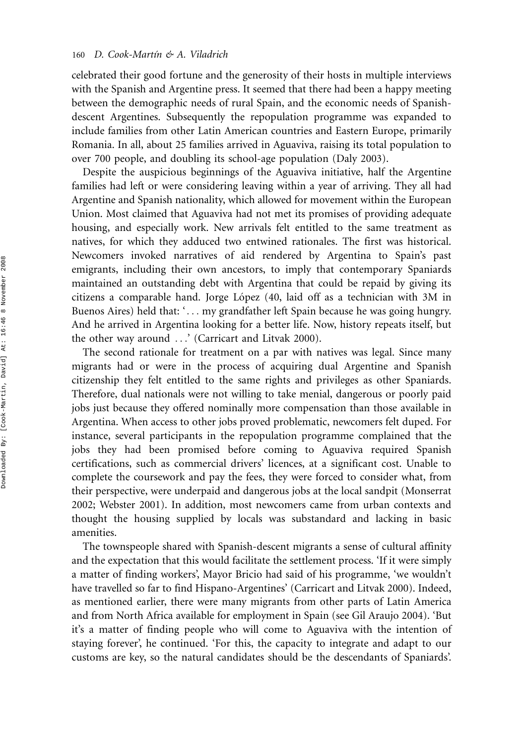celebrated their good fortune and the generosity of their hosts in multiple interviews with the Spanish and Argentine press. It seemed that there had been a happy meeting between the demographic needs of rural Spain, and the economic needs of Spanish-descent Argentines. Subsequently the repopulation programme was expanded to include families from other Latin American countries and Eastern Europe, primarily Romania. In all, about 25 families arrived in Aguaviva, raising its total population to over 700 people, and doubling its school-age population (Daly 2003).

Despite the auspicious beginnings of the Aguaviva initiative, half the Argentine families had left or were considering leaving within a year of arriving. They all had Argentine and Spanish nationality, which allowed for movement within the European Union. Most claimed that Aguaviva had not met its promises of providing adequate housing, and especially work. New arrivals felt entitled to the same treatment as natives, for which they adduced two entwined rationales. The first was historical. Newcomers invoked narratives of aid rendered by Argentina to Spain's past emigrants, including their own ancestors, to imply that contemporary Spaniards maintained an outstanding debt with Argentina that could be repaid by giving its citizens a comparable hand. Jorge López (40, laid off as a technician with 3M in Buenos Aires) held that: '. . . my grandfather left Spain because he was going hungry. And he arrived in Argentina looking for a better life. Now, history repeats itself, but the other way around . . .' (Carricart and Litvak 2000).

The second rationale for treatment on a par with natives was legal. Since many migrants had or were in the process of acquiring dual Argentine and Spanish citizenship they felt entitled to the same rights and privileges as other Spaniards. Therefore, dual nationals were not willing to take menial, dangerous or poorly paid jobs just because they offered nominally more compensation than those available in Argentina. When access to other jobs proved problematic, newcomers felt duped. For instance, several participants in the repopulation programme complained that the jobs they had been promised before coming to Aguaviva required Spanish certifications, such as commercial drivers' licences, at a significant cost. Unable to complete the coursework and pay the fees, they were forced to consider what, from their perspective, were underpaid and dangerous jobs at the local sandpit (Monserrat 2002; Webster 2001). In addition, most newcomers came from urban contexts and thought the housing supplied by locals was substandard and lacking in basic amenities.

The townspeople shared with Spanish-descent migrants a sense of cultural affinity and the expectation that this would facilitate the settlement process. 'If it were simply a matter of finding workers', Mayor Bricio had said of his programme, 'we wouldn't have travelled so far to find Hispano-Argentines' (Carricart and Litvak 2000). Indeed, as mentioned earlier, there were many migrants from other parts of Latin America and from North Africa available for employment in Spain (see Gil Araujo 2004). 'But it's a matter of finding people who will come to Aguaviva with the intention of staying forever', he continued. 'For this, the capacity to integrate and adapt to our customs are key, so the natural candidates should be the descendants of Spaniards'.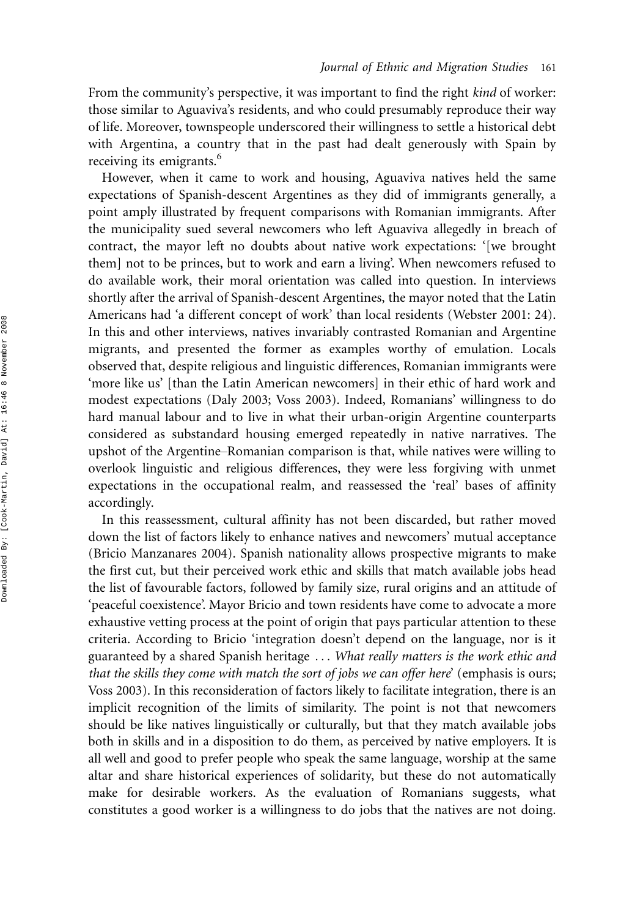From the community's perspective, it was important to find the right *kind* of worker: those similar to Aguaviva's residents, and who could presumably reproduce their way of life. Moreover, townspeople underscored their willingness to settle a historical debt with Argentina, a country that in the past had dealt generously with Spain by receiving its emigrants.[6]

However, when it came to work and housing, Aguaviva natives held the same expectations of Spanish-descent Argentines as they did of immigrants generally, a point amply illustrated by frequent comparisons with Romanian immigrants. After the municipality sued several newcomers who left Aguaviva allegedly in breach of contract, the mayor left no doubts about native work expectations: '[we brought them] not to be princes, but to work and earn a living'. When newcomers refused to do available work, their moral orientation was called into question. In interviews shortly after the arrival of Spanish-descent Argentines, the mayor noted that the Latin Americans had 'a different concept of work' than local residents (Webster 2001: 24). In this and other interviews, natives invariably contrasted Romanian and Argentine migrants, and presented the former as examples worthy of emulation. Locals observed that, despite religious and linguistic differences, Romanian immigrants were 'more like us' [than the Latin American newcomers] in their ethic of hard work and modest expectations (Daly 2003; Voss 2003). Indeed, Romanians' willingness to do hard manual labour and to live in what their urban-origin Argentine counterparts considered as substandard housing emerged repeatedly in native narratives. The upshot of the Argentine–Romanian comparison is that, while natives were willing to overlook linguistic and religious differences, they were less forgiving with unmet expectations in the occupational realm, and reassessed the 'real' bases of affinity accordingly.

In this reassessment, cultural affinity has not been discarded, but rather moved down the list of factors likely to enhance natives and newcomers' mutual acceptance (Bricio Manzanares 2004). Spanish nationality allows prospective migrants to make the first cut, but their perceived work ethic and skills that match available jobs head the list of favourable factors, followed by family size, rural origins and an attitude of 'peaceful coexistence'. Mayor Bricio and town residents have come to advocate a more exhaustive vetting process at the point of origin that pays particular attention to these criteria. According to Bricio 'integration doesn't depend on the language, nor is it guaranteed by a shared Spanish heritage ... *What really matters is the work ethic and that the skills they come with match the sort of jobs we can offer here*' (emphasis is ours; Voss 2003). In this reconsideration of factors likely to facilitate integration, there is an implicit recognition of the limits of similarity. The point is not that newcomers should be like natives linguistically or culturally, but that they match available jobs both in skills and in a disposition to do them, as perceived by native employers. It is all well and good to prefer people who speak the same language, worship at the same altar and share historical experiences of solidarity, but these do not automatically make for desirable workers. As the evaluation of Romanians suggests, what constitutes a good worker is a willingness to do jobs that the natives are not doing.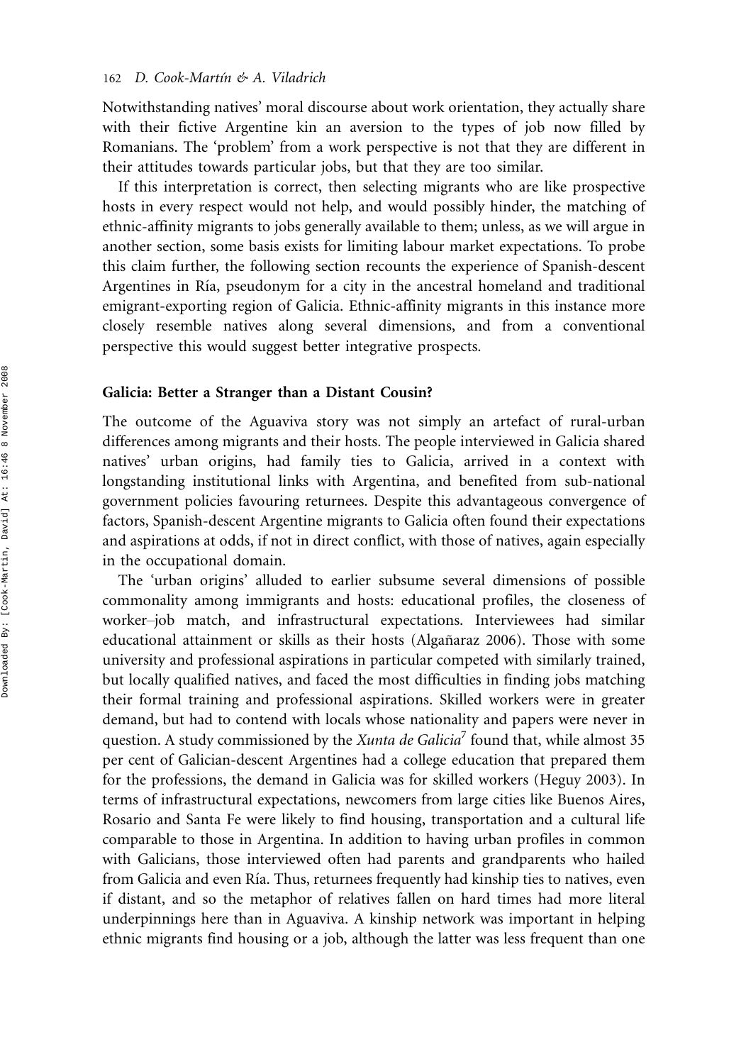Notwithstanding natives' moral discourse about work orientation, they actually share with their fictive Argentine kin an aversion to the types of job now filled by Romanians. The 'problem' from a work perspective is not that they are different in their attitudes towards particular jobs, but that they are too similar.

If this interpretation is correct, then selecting migrants who are like prospective hosts in every respect would not help, and would possibly hinder, the matching of ethnic-affinity migrants to jobs generally available to them; unless, as we will argue in another section, some basis exists for limiting labour market expectations. To probe this claim further, the following section recounts the experience of Spanish-descent Argentines in Ría, pseudonym for a city in the ancestral homeland and traditional emigrant-exporting region of Galicia. Ethnic-affinity migrants in this instance more closely resemble natives along several dimensions, and from a conventional perspective this would suggest better integrative prospects.

## Galicia: Better a Stranger than a Distant Cousin?

The outcome of the Aguaviva story was not simply an artefact of rural-urban differences among migrants and their hosts. The people interviewed in Galicia shared natives' urban origins, had family ties to Galicia, arrived in a context with longstanding institutional links with Argentina, and benefited from sub-national government policies favouring returnees. Despite this advantageous convergence of factors, Spanish-descent Argentine migrants to Galicia often found their expectations and aspirations at odds, if not in direct conflict, with those of natives, again especially in the occupational domain.

The 'urban origins' alluded to earlier subsume several dimensions of possible commonality among immigrants and hosts: educational profiles, the closeness of worker–job match, and infrastructural expectations. Interviewees had similar educational attainment or skills as their hosts (Algañaraz 2006). Those with some university and professional aspirations in particular competed with similarly trained, but locally qualified natives, and faced the most difficulties in finding jobs matching their formal training and professional aspirations. Skilled workers were in greater demand, but had to contend with locals whose nationality and papers were never in question. A study commissioned by the *Xunta de Galicia*[7] found that, while almost 35 per cent of Galician-descent Argentines had a college education that prepared them for the professions, the demand in Galicia was for skilled workers (Heguy 2003). In terms of infrastructural expectations, newcomers from large cities like Buenos Aires, Rosario and Santa Fe were likely to find housing, transportation and a cultural life comparable to those in Argentina. In addition to having urban profiles in common with Galicians, those interviewed often had parents and grandparents who hailed from Galicia and even Ría. Thus, returnees frequently had kinship ties to natives, even if distant, and so the metaphor of relatives fallen on hard times had more literal underpinnings here than in Aguaviva. A kinship network was important in helping ethnic migrants find housing or a job, although the latter was less frequent than one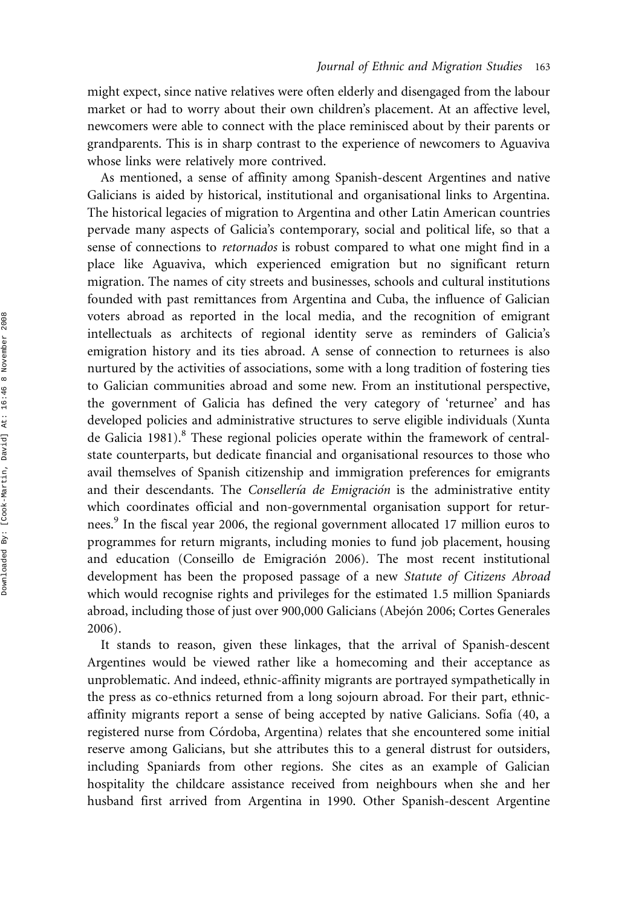might expect, since native relatives were often elderly and disengaged from the labour market or had to worry about their own children's placement. At an affective level, newcomers were able to connect with the place reminisced about by their parents or grandparents. This is in sharp contrast to the experience of newcomers to Aguaviva whose links were relatively more contrived.

As mentioned, a sense of affinity among Spanish-descent Argentines and native Galicians is aided by historical, institutional and organisational links to Argentina. The historical legacies of migration to Argentina and other Latin American countries pervade many aspects of Galicia's contemporary, social and political life, so that a sense of connections to *retornados* is robust compared to what one might find in a place like Aguaviva, which experienced emigration but no significant return migration. The names of city streets and businesses, schools and cultural institutions founded with past remittances from Argentina and Cuba, the influence of Galician voters abroad as reported in the local media, and the recognition of emigrant intellectuals as architects of regional identity serve as reminders of Galicia's emigration history and its ties abroad. A sense of connection to returnees is also nurtured by the activities of associations, some with a long tradition of fostering ties to Galician communities abroad and some new. From an institutional perspective, the government of Galicia has defined the very category of 'returnee' and has developed policies and administrative structures to serve eligible individuals (Xunta de Galicia 1981).[8] These regional policies operate within the framework of central-state counterparts, but dedicate financial and organisational resources to those who avail themselves of Spanish citizenship and immigration preferences for emigrants and their descendants. The *Consellería de Emigración* is the administrative entity which coordinates official and non-governmental organisation support for returnees.[9] In the fiscal year 2006, the regional government allocated 17 million euros to programmes for return migrants, including monies to fund job placement, housing and education (Conseillo de Emigración 2006). The most recent institutional development has been the proposed passage of a new *Statute of Citizens Abroad* which would recognise rights and privileges for the estimated 1.5 million Spaniards abroad, including those of just over 900,000 Galicians (Abejón 2006; Cortes Generales 2006).

It stands to reason, given these linkages, that the arrival of Spanish-descent Argentines would be viewed rather like a homecoming and their acceptance as unproblematic. And indeed, ethnic-affinity migrants are portrayed sympathetically in the press as co-ethnics returned from a long sojourn abroad. For their part, ethnic-affinity migrants report a sense of being accepted by native Galicians. Sofía (40, a registered nurse from Córdoba, Argentina) relates that she encountered some initial reserve among Galicians, but she attributes this to a general distrust for outsiders, including Spaniards from other regions. She cites as an example of Galician hospitality the childcare assistance received from neighbours when she and her husband first arrived from Argentina in 1990. Other Spanish-descent Argentine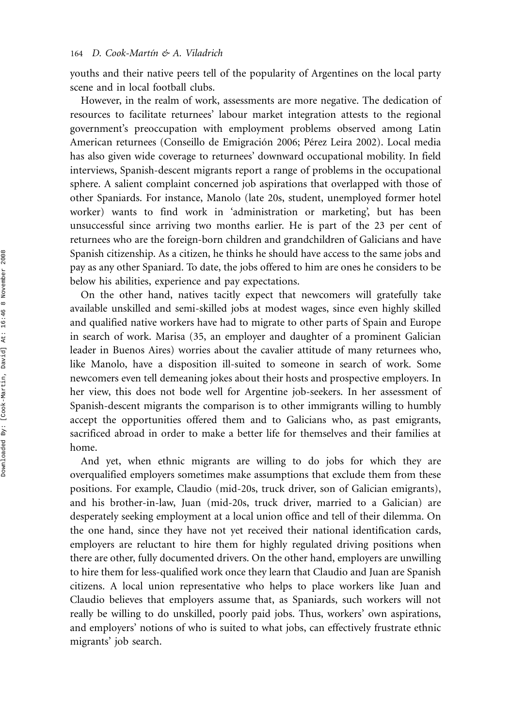youths and their native peers tell of the popularity of Argentines on the local party scene and in local football clubs.

However, in the realm of work, assessments are more negative. The dedication of resources to facilitate returnees' labour market integration attests to the regional government's preoccupation with employment problems observed among Latin American returnees (Conseillo de Emigración 2006; Pérez Leira 2002). Local media has also given wide coverage to returnees' downward occupational mobility. In field interviews, Spanish-descent migrants report a range of problems in the occupational sphere. A salient complaint concerned job aspirations that overlapped with those of other Spaniards. For instance, Manolo (late 20s, student, unemployed former hotel worker) wants to find work in 'administration or marketing', but has been unsuccessful since arriving two months earlier. He is part of the 23 per cent of returnees who are the foreign-born children and grandchildren of Galicians and have Spanish citizenship. As a citizen, he thinks he should have access to the same jobs and pay as any other Spaniard. To date, the jobs offered to him are ones he considers to be below his abilities, experience and pay expectations.

On the other hand, natives tacitly expect that newcomers will gratefully take available unskilled and semi-skilled jobs at modest wages, since even highly skilled and qualified native workers have had to migrate to other parts of Spain and Europe in search of work. Marisa (35, an employer and daughter of a prominent Galician leader in Buenos Aires) worries about the cavalier attitude of many returnees who, like Manolo, have a disposition ill-suited to someone in search of work. Some newcomers even tell demeaning jokes about their hosts and prospective employers. In her view, this does not bode well for Argentine job-seekers. In her assessment of Spanish-descent migrants the comparison is to other immigrants willing to humbly accept the opportunities offered them and to Galicians who, as past emigrants, sacrificed abroad in order to make a better life for themselves and their families at home.

And yet, when ethnic migrants are willing to do jobs for which they are overqualified employers sometimes make assumptions that exclude them from these positions. For example, Claudio (mid-20s, truck driver, son of Galician emigrants), and his brother-in-law, Juan (mid-20s, truck driver, married to a Galician) are desperately seeking employment at a local union office and tell of their dilemma. On the one hand, since they have not yet received their national identification cards, employers are reluctant to hire them for highly regulated driving positions when there are other, fully documented drivers. On the other hand, employers are unwilling to hire them for less-qualified work once they learn that Claudio and Juan are Spanish citizens. A local union representative who helps to place workers like Juan and Claudio believes that employers assume that, as Spaniards, such workers will not really be willing to do unskilled, poorly paid jobs. Thus, workers' own aspirations, and employers' notions of who is suited to what jobs, can effectively frustrate ethnic migrants' job search.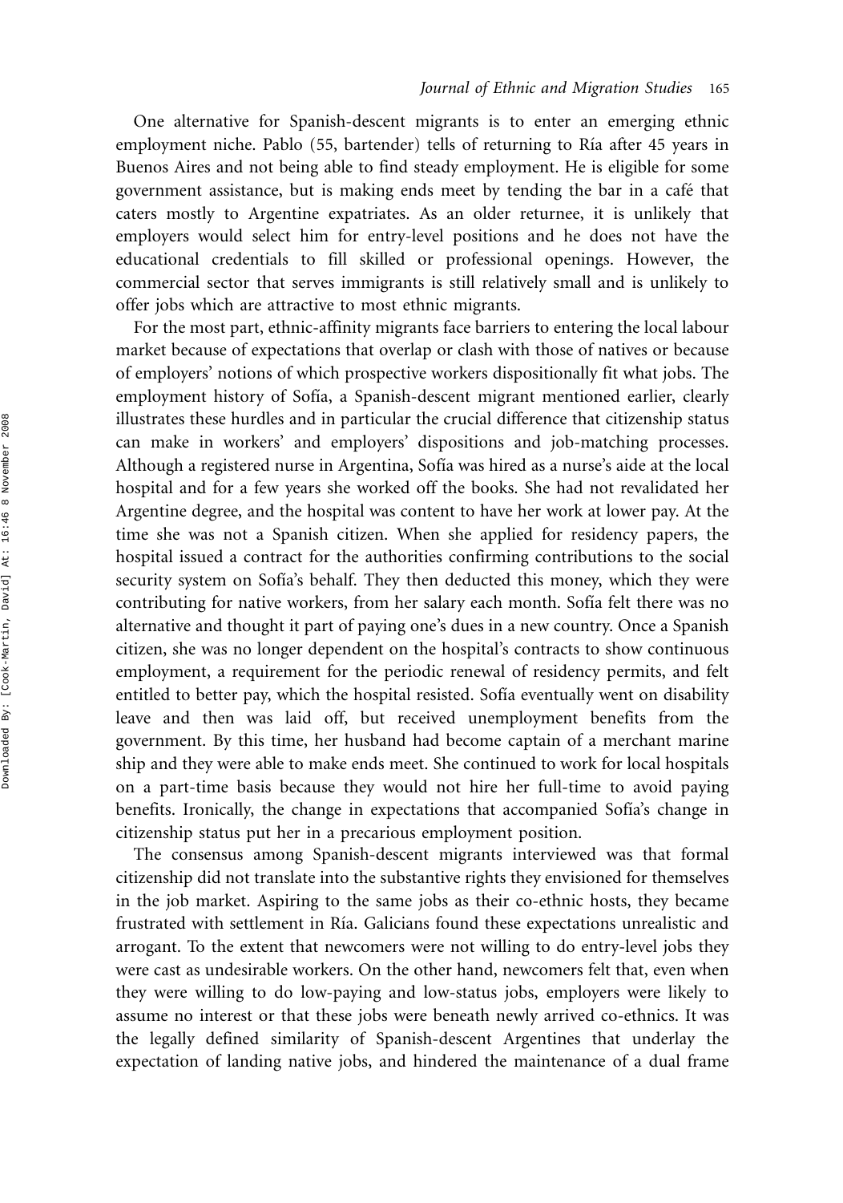One alternative for Spanish-descent migrants is to enter an emerging ethnic employment niche. Pablo (55, bartender) tells of returning to Ría after 45 years in Buenos Aires and not being able to find steady employment. He is eligible for some government assistance, but is making ends meet by tending the bar in a café that caters mostly to Argentine expatriates. As an older returnee, it is unlikely that employers would select him for entry-level positions and he does not have the educational credentials to fill skilled or professional openings. However, the commercial sector that serves immigrants is still relatively small and is unlikely to offer jobs which are attractive to most ethnic migrants.

For the most part, ethnic-affinity migrants face barriers to entering the local labour market because of expectations that overlap or clash with those of natives or because of employers' notions of which prospective workers dispositionally fit what jobs. The employment history of Sofía, a Spanish-descent migrant mentioned earlier, clearly illustrates these hurdles and in particular the crucial difference that citizenship status can make in workers' and employers' dispositions and job-matching processes. Although a registered nurse in Argentina, Sofía was hired as a nurse's aide at the local hospital and for a few years she worked off the books. She had not revalidated her Argentine degree, and the hospital was content to have her work at lower pay. At the time she was not a Spanish citizen. When she applied for residency papers, the hospital issued a contract for the authorities confirming contributions to the social security system on Sofía's behalf. They then deducted this money, which they were contributing for native workers, from her salary each month. Sofía felt there was no alternative and thought it part of paying one's dues in a new country. Once a Spanish citizen, she was no longer dependent on the hospital's contracts to show continuous employment, a requirement for the periodic renewal of residency permits, and felt entitled to better pay, which the hospital resisted. Sofía eventually went on disability leave and then was laid off, but received unemployment benefits from the government. By this time, her husband had become captain of a merchant marine ship and they were able to make ends meet. She continued to work for local hospitals on a part-time basis because they would not hire her full-time to avoid paying benefits. Ironically, the change in expectations that accompanied Sofía's change in citizenship status put her in a precarious employment position.

The consensus among Spanish-descent migrants interviewed was that formal citizenship did not translate into the substantive rights they envisioned for themselves in the job market. Aspiring to the same jobs as their co-ethnic hosts, they became frustrated with settlement in Ría. Galicians found these expectations unrealistic and arrogant. To the extent that newcomers were not willing to do entry-level jobs they were cast as undesirable workers. On the other hand, newcomers felt that, even when they were willing to do low-paying and low-status jobs, employers were likely to assume no interest or that these jobs were beneath newly arrived co-ethnics. It was the legally defined similarity of Spanish-descent Argentines that underlay the expectation of landing native jobs, and hindered the maintenance of a dual frame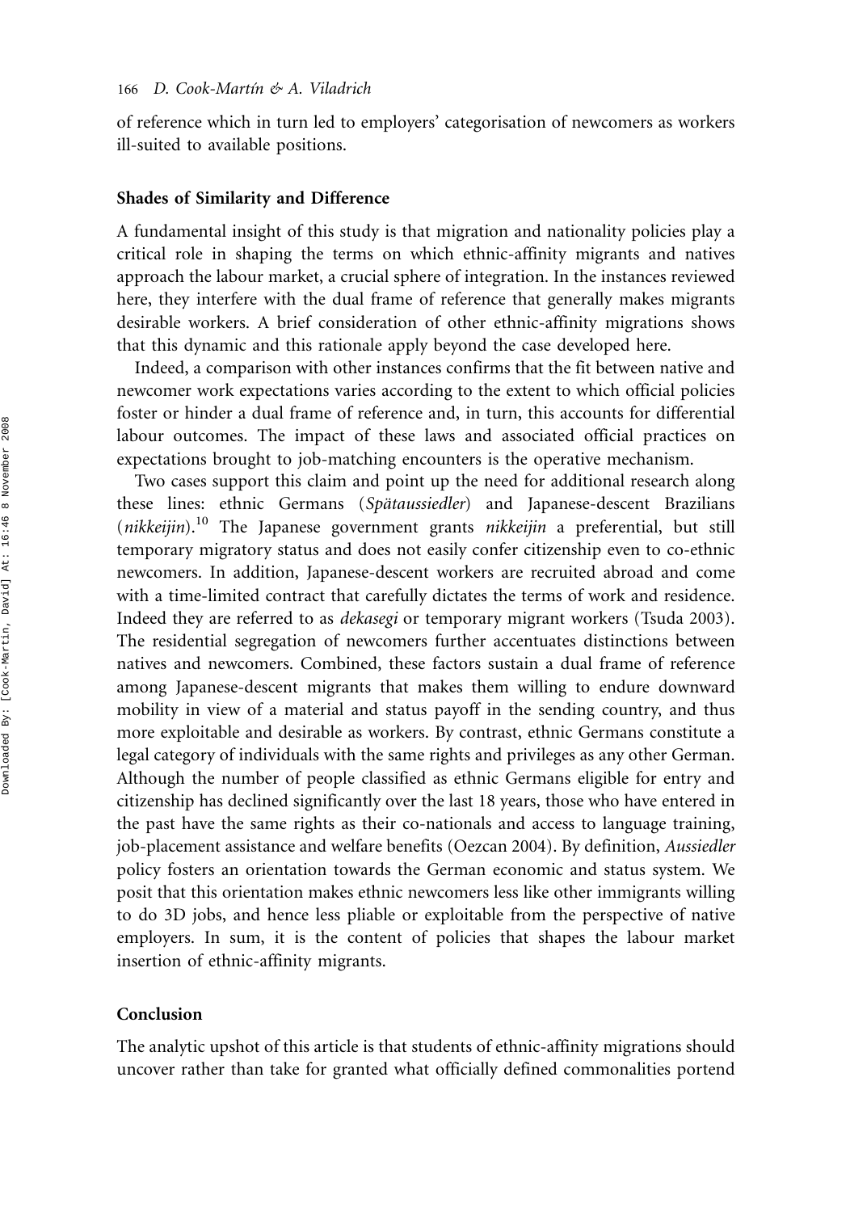of reference which in turn led to employers' categorisation of newcomers as workers ill-suited to available positions.

## Shades of Similarity and Difference

A fundamental insight of this study is that migration and nationality policies play a critical role in shaping the terms on which ethnic-affinity migrants and natives approach the labour market, a crucial sphere of integration. In the instances reviewed here, they interfere with the dual frame of reference that generally makes migrants desirable workers. A brief consideration of other ethnic-affinity migrations shows that this dynamic and this rationale apply beyond the case developed here.

Indeed, a comparison with other instances confirms that the fit between native and newcomer work expectations varies according to the extent to which official policies foster or hinder a dual frame of reference and, in turn, this accounts for differential labour outcomes. The impact of these laws and associated official practices on expectations brought to job-matching encounters is the operative mechanism.

Two cases support this claim and point up the need for additional research along these lines: ethnic Germans (*Spätaussiedler*) and Japanese-descent Brazilians (*nikkeijin*).[10] The Japanese government grants *nikkeijin* a preferential, but still temporary migratory status and does not easily confer citizenship even to co-ethnic newcomers. In addition, Japanese-descent workers are recruited abroad and come with a time-limited contract that carefully dictates the terms of work and residence. Indeed they are referred to as *dekasegi* or temporary migrant workers (Tsuda 2003). The residential segregation of newcomers further accentuates distinctions between natives and newcomers. Combined, these factors sustain a dual frame of reference among Japanese-descent migrants that makes them willing to endure downward mobility in view of a material and status payoff in the sending country, and thus more exploitable and desirable as workers. By contrast, ethnic Germans constitute a legal category of individuals with the same rights and privileges as any other German. Although the number of people classified as ethnic Germans eligible for entry and citizenship has declined significantly over the last 18 years, those who have entered in the past have the same rights as their co-nationals and access to language training, job-placement assistance and welfare benefits (Oezcan 2004). By definition, *Aussiedler* policy fosters an orientation towards the German economic and status system. We posit that this orientation makes ethnic newcomers less like other immigrants willing to do 3D jobs, and hence less pliable or exploitable from the perspective of native employers. In sum, it is the content of policies that shapes the labour market insertion of ethnic-affinity migrants.

## Conclusion

The analytic upshot of this article is that students of ethnic-affinity migrations should uncover rather than take for granted what officially defined commonalities portend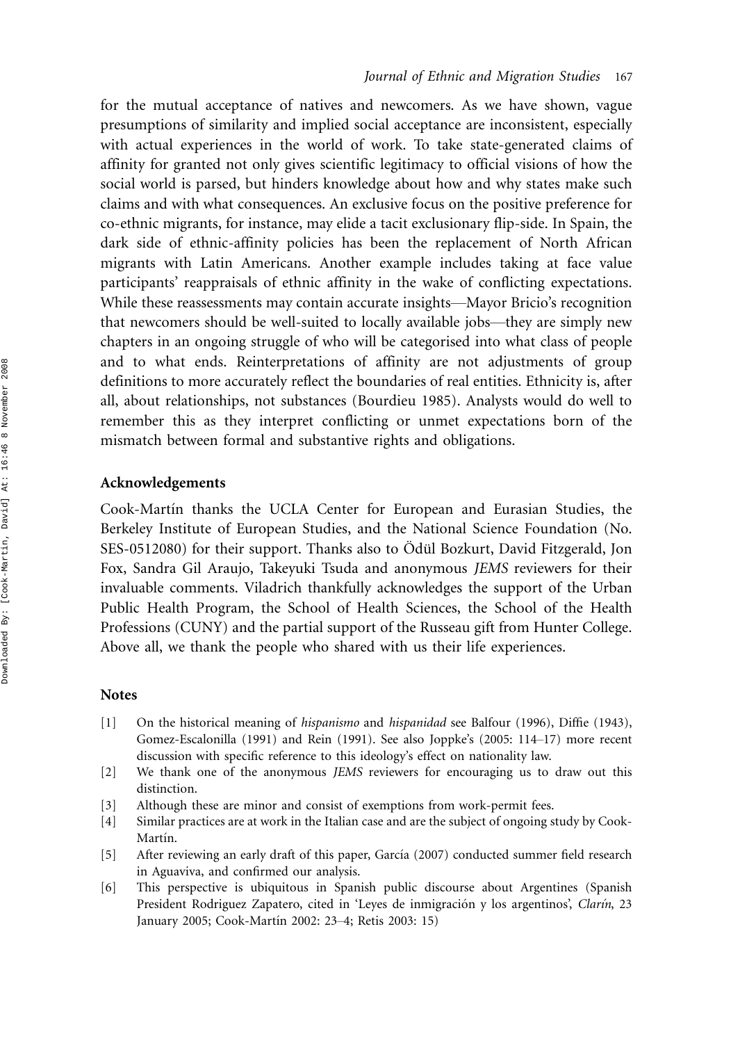for the mutual acceptance of natives and newcomers. As we have shown, vague presumptions of similarity and implied social acceptance are inconsistent, especially with actual experiences in the world of work. To take state-generated claims of affinity for granted not only gives scientific legitimacy to official visions of how the social world is parsed, but hinders knowledge about how and why states make such claims and with what consequences. An exclusive focus on the positive preference for co-ethnic migrants, for instance, may elide a tacit exclusionary flip-side. In Spain, the dark side of ethnic-affinity policies has been the replacement of North African migrants with Latin Americans. Another example includes taking at face value participants' reappraisals of ethnic affinity in the wake of conflicting expectations. While these reassessments may contain accurate insights—Mayor Bricio's recognition that newcomers should be well-suited to locally available jobs—they are simply new chapters in an ongoing struggle of who will be categorised into what class of people and to what ends. Reinterpretations of affinity are not adjustments of group definitions to more accurately reflect the boundaries of real entities. Ethnicity is, after all, about relationships, not substances (Bourdieu 1985). Analysts would do well to remember this as they interpret conflicting or unmet expectations born of the mismatch between formal and substantive rights and obligations.

## Acknowledgements

Cook-Martín thanks the UCLA Center for European and Eurasian Studies, the Berkeley Institute of European Studies, and the National Science Foundation (No. SES-0512080) for their support. Thanks also to Ödül Bozkurt, David Fitzgerald, Jon Fox, Sandra Gil Araujo, Takeyuki Tsuda and anonymous *JEMS* reviewers for their invaluable comments. Viladrich thankfully acknowledges the support of the Urban Public Health Program, the School of Health Sciences, the School of the Health Professions (CUNY) and the partial support of the Russeau gift from Hunter College. Above all, we thank the people who shared with us their life experiences.

## Notes

[1] On the historical meaning of *hispanismo* and *hispanidad* see Balfour (1996), Diffie (1943), Gomez-Escalonilla (1991) and Rein (1991). See also Joppke's (2005: 114–17) more recent discussion with specific reference to this ideology's effect on nationality law.

[2] We thank one of the anonymous *JEMS* reviewers for encouraging us to draw out this distinction.

[3] Although these are minor and consist of exemptions from work-permit fees.

[4] Similar practices are at work in the Italian case and are the subject of ongoing study by Cook-Martín.

[5] After reviewing an early draft of this paper, García (2007) conducted summer field research in Aguaviva, and confirmed our analysis.

[6] This perspective is ubiquitous in Spanish public discourse about Argentines (Spanish President Rodriguez Zapatero, cited in 'Leyes de inmigración y los argentinos', *Clarín*, 23 January 2005; Cook-Martín 2002: 23–4; Retis 2003: 15)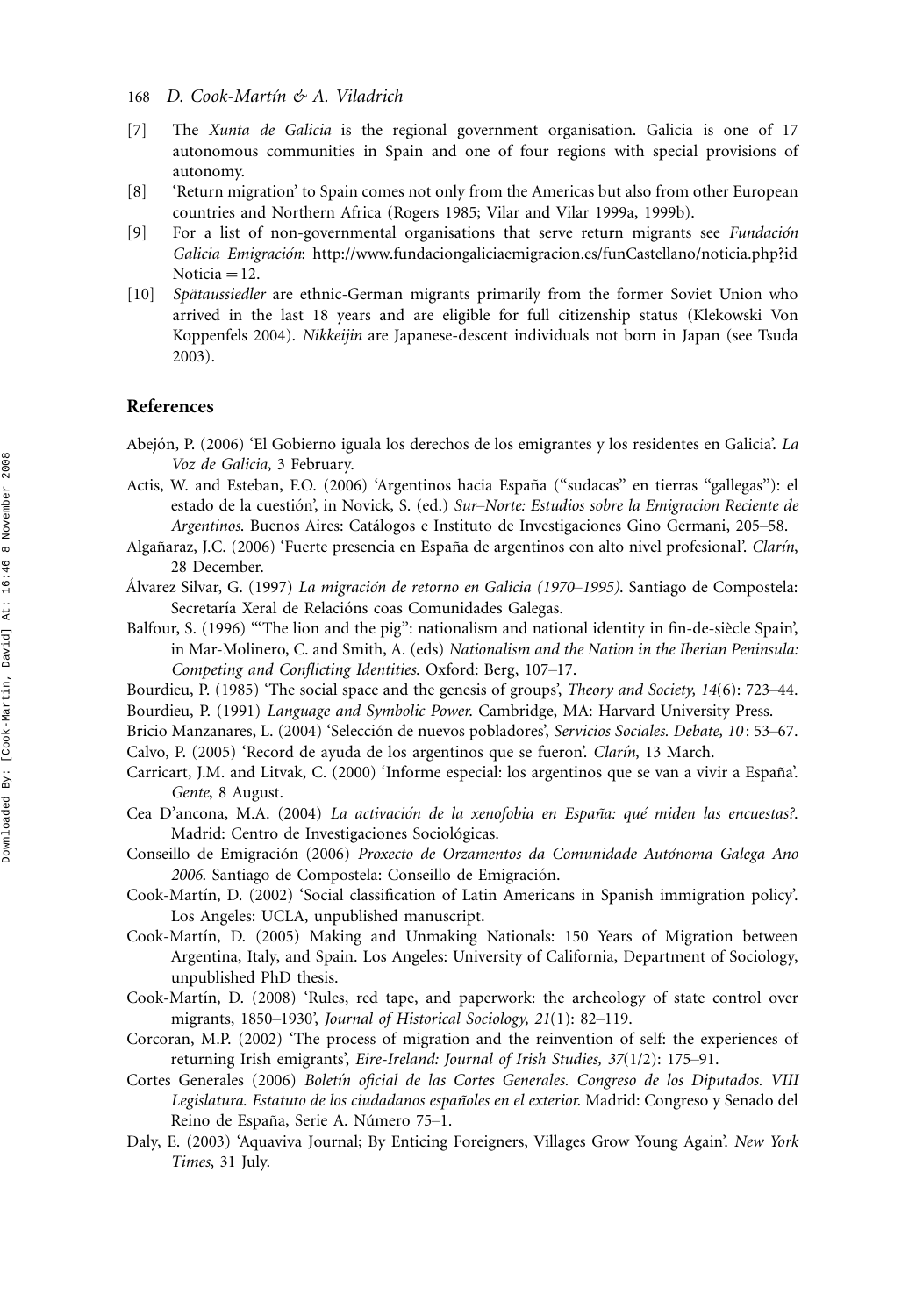[7] The *Xunta de Galicia* is the regional government organisation. Galicia is one of 17 autonomous communities in Spain and one of four regions with special provisions of autonomy.

[8] 'Return migration' to Spain comes not only from the Americas but also from other European countries and Northern Africa (Rogers 1985; Vilar and Vilar 1999a, 1999b).

[9] For a list of non-governmental organisations that serve return migrants see *Fundación Galicia Emigración*: http://www.fundaciongaliciaemigracion.es/funCastellano/noticia.php?id Noticia = 12.

[10] *Spätaussiedler* are ethnic-German migrants primarily from the former Soviet Union who arrived in the last 18 years and are eligible for full citizenship status (Klekowski Von Koppenfels 2004). *Nikkeijin* are Japanese-descent individuals not born in Japan (see Tsuda 2003).

## References

Abejón, P. (2006) 'El Gobierno iguala los derechos de los emigrantes y los residentes en Galicia'. *La Voz de Galicia*, 3 February.

Actis, W. and Esteban, F.O. (2006) 'Argentinos hacia España ("sudacas" en tierras "gallegas"): el estado de la cuestión', in Novick, S. (ed.) *Sur–Norte: Estudios sobre la Emigracion Reciente de Argentinos*. Buenos Aires: Catálogos e Instituto de Investigaciones Gino Germani, 205–58.

Algañaraz, J.C. (2006) 'Fuerte presencia en España de argentinos con alto nivel profesional'. *Clarín*, 28 December.

Álvarez Silvar, G. (1997) *La migración de retorno en Galicia (1970–1995)*. Santiago de Compostela: Secretaría Xeral de Relacións coas Comunidades Galegas.

Balfour, S. (1996) '"The lion and the pig": nationalism and national identity in fin-de-siècle Spain', in Mar-Molinero, C. and Smith, A. (eds) *Nationalism and the Nation in the Iberian Peninsula: Competing and Conflicting Identities*. Oxford: Berg, 107–17.

Bourdieu, P. (1985) 'The social space and the genesis of groups', *Theory and Society, 14*(6): 723–44.

Bourdieu, P. (1991) *Language and Symbolic Power*. Cambridge, MA: Harvard University Press.

Bricio Manzanares, L. (2004) 'Selección de nuevos pobladores', *Servicios Sociales. Debate, 10*: 53–67.

Calvo, P. (2005) 'Record de ayuda de los argentinos que se fueron'. *Clarín*, 13 March.

Carricart, J.M. and Litvak, C. (2000) 'Informe especial: los argentinos que se van a vivir a España'. *Gente*, 8 August.

Cea D'ancona, M.A. (2004) *La activación de la xenofobia en España: qué miden las encuestas?*. Madrid: Centro de Investigaciones Sociológicas.

Conseillo de Emigración (2006) *Proxecto de Orzamentos da Comunidade Autónoma Galega Ano 2006*. Santiago de Compostela: Conseillo de Emigración.

Cook-Martín, D. (2002) 'Social classification of Latin Americans in Spanish immigration policy'. Los Angeles: UCLA, unpublished manuscript.

Cook-Martín, D. (2005) Making and Unmaking Nationals: 150 Years of Migration between Argentina, Italy, and Spain. Los Angeles: University of California, Department of Sociology, unpublished PhD thesis.

Cook-Martín, D. (2008) 'Rules, red tape, and paperwork: the archeology of state control over migrants, 1850–1930', *Journal of Historical Sociology, 21*(1): 82–119.

Corcoran, M.P. (2002) 'The process of migration and the reinvention of self: the experiences of returning Irish emigrants', *Eire-Ireland: Journal of Irish Studies, 37*(1/2): 175–91.

Cortes Generales (2006) *Boletín oficial de las Cortes Generales. Congreso de los Diputados. VIII Legislatura. Estatuto de los ciudadanos españoles en el exterior*. Madrid: Congreso y Senado del Reino de España, Serie A. Número 75–1.

Daly, E. (2003) 'Aquaviva Journal; By Enticing Foreigners, Villages Grow Young Again'. *New York Times*, 31 July.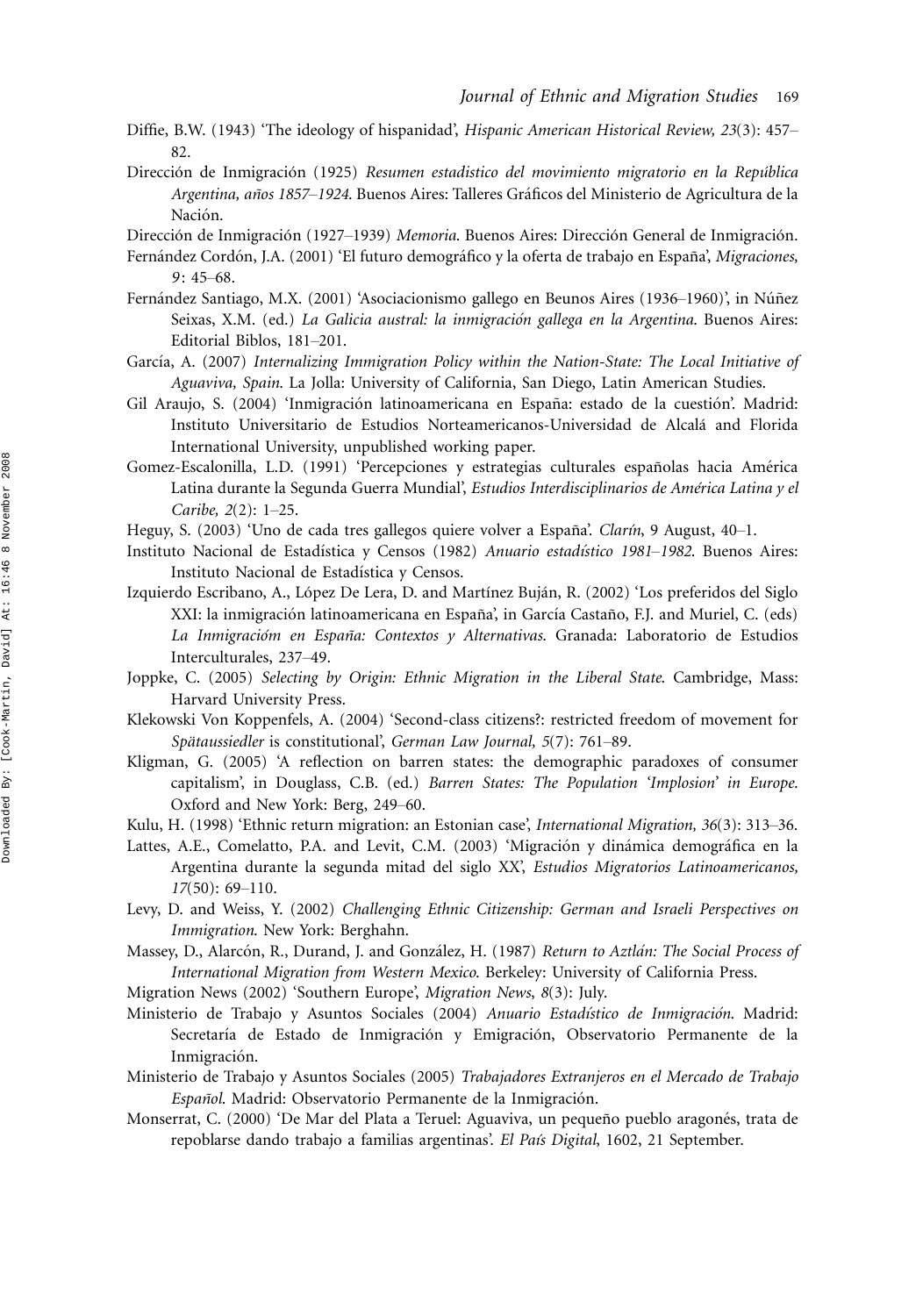Diffie, B.W. (1943) 'The ideology of hispanidad', *Hispanic American Historical Review, 23*(3): 457–82.

Dirección de Inmigración (1925) *Resumen estadistico del movimiento migratorio en la República Argentina, años 1857–1924*. Buenos Aires: Talleres Gráficos del Ministerio de Agricultura de la Nación.

Dirección de Inmigración (1927–1939) *Memoria*. Buenos Aires: Dirección General de Inmigración.

Fernández Cordón, J.A. (2001) 'El futuro demográfico y la oferta de trabajo en España', *Migraciones, 9*: 45–68.

Fernández Santiago, M.X. (2001) 'Asociacionismo gallego en Beunos Aires (1936–1960)', in Núñez Seixas, X.M. (ed.) *La Galicia austral: la inmigración gallega en la Argentina*. Buenos Aires: Editorial Biblos, 181–201.

García, A. (2007) *Internalizing Immigration Policy within the Nation-State: The Local Initiative of Aguaviva, Spain*. La Jolla: University of California, San Diego, Latin American Studies.

Gil Araujo, S. (2004) 'Inmigración latinoamericana en España: estado de la cuestión'. Madrid: Instituto Universitario de Estudios Norteamericanos-Universidad de Alcalá and Florida International University, unpublished working paper.

Gomez-Escalonilla, L.D. (1991) 'Percepciones y estrategias culturales españolas hacia América Latina durante la Segunda Guerra Mundial', *Estudios Interdisciplinarios de América Latina y el Caribe, 2*(2): 1–25.

Heguy, S. (2003) 'Uno de cada tres gallegos quiere volver a España'. *Clarín*, 9 August, 40–1.

Instituto Nacional de Estadística y Censos (1982) *Anuario estadístico 1981–1982*. Buenos Aires: Instituto Nacional de Estadística y Censos.

Izquierdo Escribano, A., López De Lera, D. and Martínez Buján, R. (2002) 'Los preferidos del Siglo XXI: la inmigración latinoamericana en España', in García Castaño, F.J. and Muriel, C. (eds) *La Inmigracióm en España: Contextos y Alternativas*. Granada: Laboratorio de Estudios Interculturales, 237–49.

Joppke, C. (2005) *Selecting by Origin: Ethnic Migration in the Liberal State*. Cambridge, Mass: Harvard University Press.

Klekowski Von Koppenfels, A. (2004) 'Second-class citizens?: restricted freedom of movement for *Spätaussiedler* is constitutional', *German Law Journal, 5*(7): 761–89.

Kligman, G. (2005) 'A reflection on barren states: the demographic paradoxes of consumer capitalism', in Douglass, C.B. (ed.) *Barren States: The Population 'Implosion' in Europe*. Oxford and New York: Berg, 249–60.

Kulu, H. (1998) 'Ethnic return migration: an Estonian case', *International Migration, 36*(3): 313–36.

Lattes, A.E., Comelatto, P.A. and Levit, C.M. (2003) 'Migración y dinámica demográfica en la Argentina durante la segunda mitad del siglo XX', *Estudios Migratorios Latinoamericanos, 17*(50): 69–110.

Levy, D. and Weiss, Y. (2002) *Challenging Ethnic Citizenship: German and Israeli Perspectives on Immigration*. New York: Berghahn.

Massey, D., Alarcón, R., Durand, J. and González, H. (1987) *Return to Aztlán: The Social Process of International Migration from Western Mexico*. Berkeley: University of California Press.

Migration News (2002) 'Southern Europe', *Migration News, 8*(3): July.

Ministerio de Trabajo y Asuntos Sociales (2004) *Anuario Estadístico de Inmigración*. Madrid: Secretaría de Estado de Inmigración y Emigración, Observatorio Permanente de la Inmigración.

Ministerio de Trabajo y Asuntos Sociales (2005) *Trabajadores Extranjeros en el Mercado de Trabajo Español*. Madrid: Observatorio Permanente de la Inmigración.

Monserrat, C. (2000) 'De Mar del Plata a Teruel: Aguaviva, un pequeño pueblo aragonés, trata de repoblarse dando trabajo a familias argentinas'. *El País Digital*, 1602, 21 September.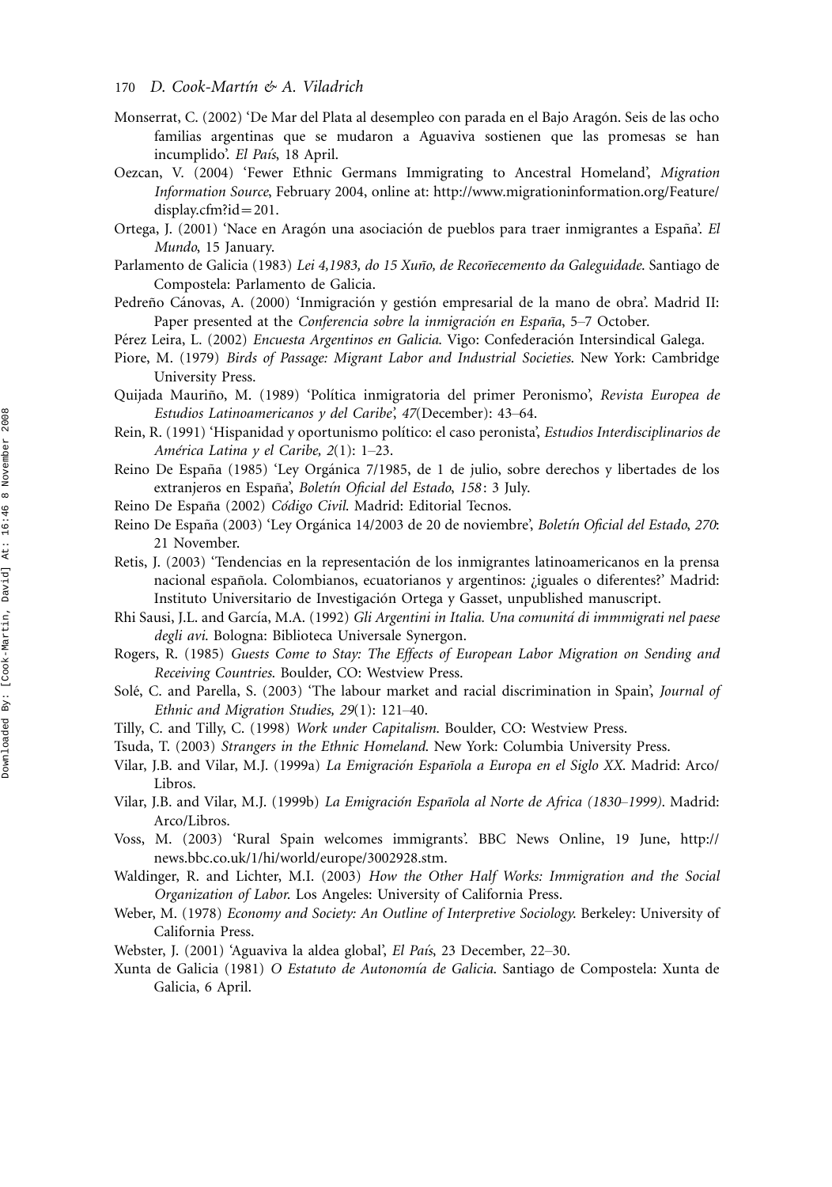Monserrat, C. (2002) 'De Mar del Plata al desempleo con parada en el Bajo Aragón. Seis de las ocho familias argentinas que se mudaron a Aguaviva sostienen que las promesas se han incumplido'. *El País*, 18 April.

Oezcan, V. (2004) 'Fewer Ethnic Germans Immigrating to Ancestral Homeland', *Migration Information Source*, February 2004, online at: http://www.migrationinformation.org/Feature/display.cfm?id=201.

Ortega, J. (2001) 'Nace en Aragón una asociación de pueblos para traer inmigrantes a España'. *El Mundo*, 15 January.

Parlamento de Galicia (1983) *Lei 4,1983, do 15 Xuño, de Recoñecemento da Galeguidade*. Santiago de Compostela: Parlamento de Galicia.

Pedreño Cánovas, A. (2000) 'Inmigración y gestión empresarial de la mano de obra'. Madrid II: Paper presented at the *Conferencia sobre la inmigración en España*, 5–7 October.

Pérez Leira, L. (2002) *Encuesta Argentinos en Galicia*. Vigo: Confederación Intersindical Galega.

Piore, M. (1979) *Birds of Passage: Migrant Labor and Industrial Societies*. New York: Cambridge University Press.

Quijada Mauriño, M. (1989) 'Política inmigratoria del primer Peronismo', *Revista Europea de Estudios Latinoamericanos y del Caribe*, *47*(December): 43–64.

Rein, R. (1991) 'Hispanidad y oportunismo político: el caso peronista', *Estudios Interdisciplinarios de América Latina y el Caribe, 2*(1): 1–23.

Reino De España (1985) 'Ley Orgánica 7/1985, de 1 de julio, sobre derechos y libertades de los extranjeros en España', *Boletín Oficial del Estado*, *158*: 3 July.

Reino De España (2002) *Código Civil*. Madrid: Editorial Tecnos.

Reino De España (2003) 'Ley Orgánica 14/2003 de 20 de noviembre', *Boletín Oficial del Estado*, *270*: 21 November.

Retis, J. (2003) 'Tendencias en la representación de los inmigrantes latinoamericanos en la prensa nacional española. Colombianos, ecuatorianos y argentinos: ¿iguales o diferentes?' Madrid: Instituto Universitario de Investigación Ortega y Gasset, unpublished manuscript.

Rhi Sausi, J.L. and García, M.A. (1992) *Gli Argentini in Italia. Una comunitá di immmigrati nel paese degli avi*. Bologna: Biblioteca Universale Synergon.

Rogers, R. (1985) *Guests Come to Stay: The Effects of European Labor Migration on Sending and Receiving Countries*. Boulder, CO: Westview Press.

Solé, C. and Parella, S. (2003) 'The labour market and racial discrimination in Spain', *Journal of Ethnic and Migration Studies, 29*(1): 121–40.

Tilly, C. and Tilly, C. (1998) *Work under Capitalism*. Boulder, CO: Westview Press.

Tsuda, T. (2003) *Strangers in the Ethnic Homeland*. New York: Columbia University Press.

Vilar, J.B. and Vilar, M.J. (1999a) *La Emigración Española a Europa en el Siglo XX*. Madrid: Arco/Libros.

Vilar, J.B. and Vilar, M.J. (1999b) *La Emigración Española al Norte de Africa (1830–1999)*. Madrid: Arco/Libros.

Voss, M. (2003) 'Rural Spain welcomes immigrants'. BBC News Online, 19 June, http://news.bbc.co.uk/1/hi/world/europe/3002928.stm.

Waldinger, R. and Lichter, M.I. (2003) *How the Other Half Works: Immigration and the Social Organization of Labor*. Los Angeles: University of California Press.

Weber, M. (1978) *Economy and Society: An Outline of Interpretive Sociology*. Berkeley: University of California Press.

Webster, J. (2001) 'Aguaviva la aldea global', *El País*, 23 December, 22–30.

Xunta de Galicia (1981) *O Estatuto de Autonomía de Galicia*. Santiago de Compostela: Xunta de Galicia, 6 April.